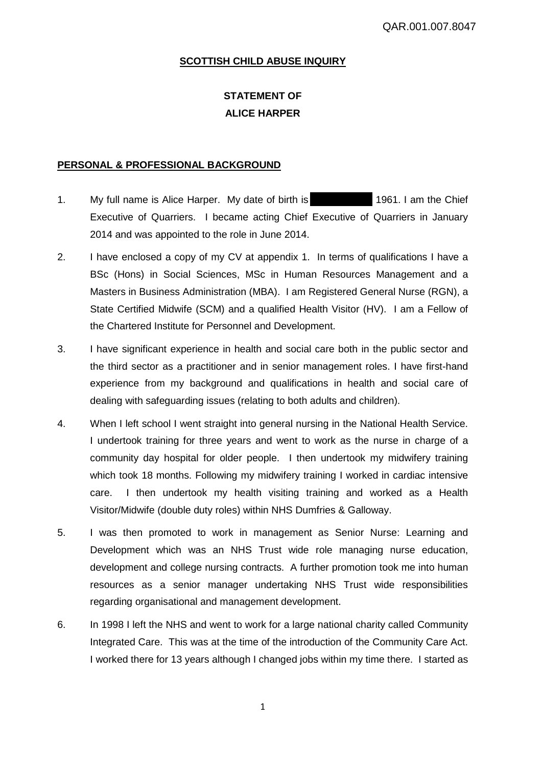**SCOTTISH CHILD ABUSE INQUIRY**

**STATEMENT OF**
**ALICE HARPER**

**PERSONAL & PROFESSIONAL BACKGROUND**

1. My full name is Alice Harper. My date of birth is [redacted] 1961. I am the Chief Executive of Quarriers. I became acting Chief Executive of Quarriers in January 2014 and was appointed to the role in June 2014.

2. I have enclosed a copy of my CV at appendix 1. In terms of qualifications I have a BSc (Hons) in Social Sciences, MSc in Human Resources Management and a Masters in Business Administration (MBA). I am Registered General Nurse (RGN), a State Certified Midwife (SCM) and a qualified Health Visitor (HV). I am a Fellow of the Chartered Institute for Personnel and Development.

3. I have significant experience in health and social care both in the public sector and the third sector as a practitioner and in senior management roles. I have first-hand experience from my background and qualifications in health and social care of dealing with safeguarding issues (relating to both adults and children).

4. When I left school I went straight into general nursing in the National Health Service. I undertook training for three years and went to work as the nurse in charge of a community day hospital for older people. I then undertook my midwifery training which took 18 months. Following my midwifery training I worked in cardiac intensive care. I then undertook my health visiting training and worked as a Health Visitor/Midwife (double duty roles) within NHS Dumfries & Galloway.

5. I was then promoted to work in management as Senior Nurse: Learning and Development which was an NHS Trust wide role managing nurse education, development and college nursing contracts. A further promotion took me into human resources as a senior manager undertaking NHS Trust wide responsibilities regarding organisational and management development.

6. In 1998 I left the NHS and went to work for a large national charity called Community Integrated Care. This was at the time of the introduction of the Community Care Act. I worked there for 13 years although I changed jobs within my time there. I started as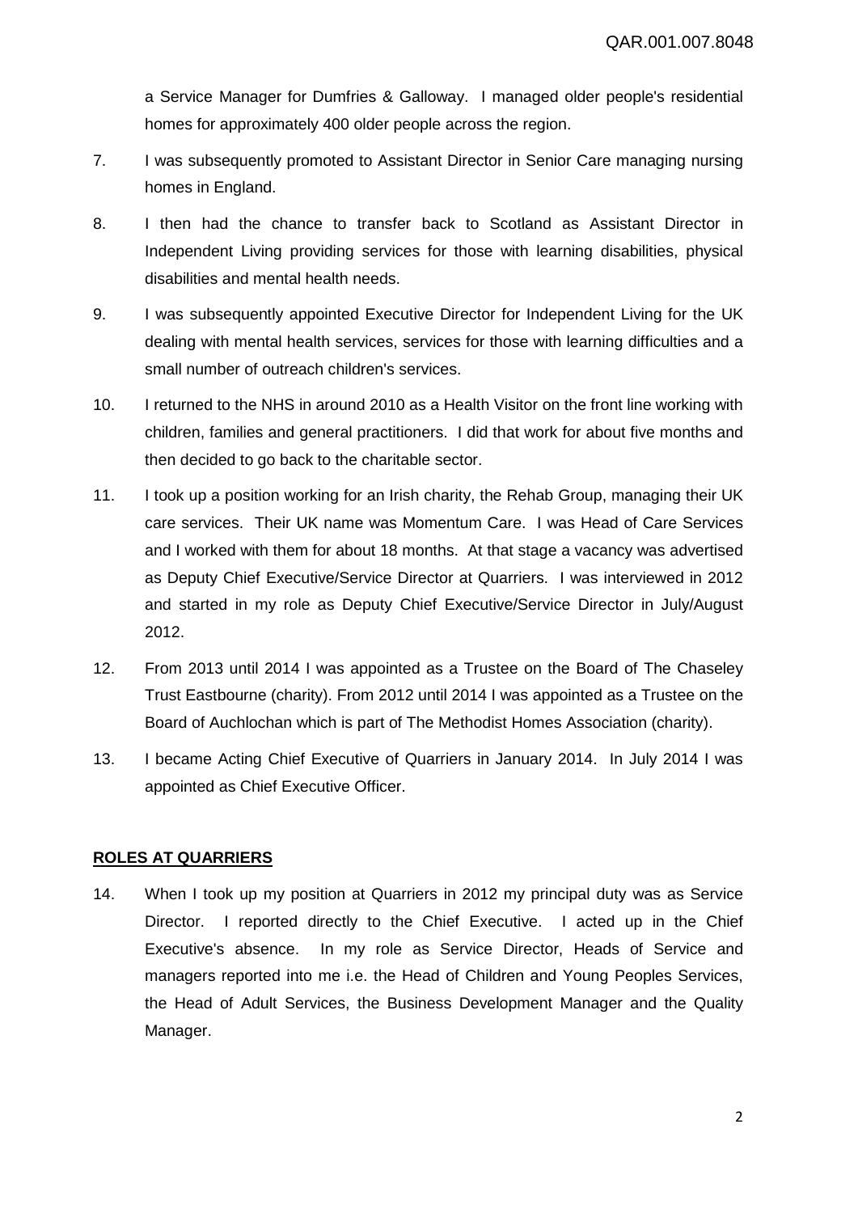a Service Manager for Dumfries & Galloway. I managed older people's residential homes for approximately 400 older people across the region.

7. I was subsequently promoted to Assistant Director in Senior Care managing nursing homes in England.

8. I then had the chance to transfer back to Scotland as Assistant Director in Independent Living providing services for those with learning disabilities, physical disabilities and mental health needs.

9. I was subsequently appointed Executive Director for Independent Living for the UK dealing with mental health services, services for those with learning difficulties and a small number of outreach children's services.

10. I returned to the NHS in around 2010 as a Health Visitor on the front line working with children, families and general practitioners. I did that work for about five months and then decided to go back to the charitable sector.

11. I took up a position working for an Irish charity, the Rehab Group, managing their UK care services. Their UK name was Momentum Care. I was Head of Care Services and I worked with them for about 18 months. At that stage a vacancy was advertised as Deputy Chief Executive/Service Director at Quarriers. I was interviewed in 2012 and started in my role as Deputy Chief Executive/Service Director in July/August 2012.

12. From 2013 until 2014 I was appointed as a Trustee on the Board of The Chaseley Trust Eastbourne (charity). From 2012 until 2014 I was appointed as a Trustee on the Board of Auchlochan which is part of The Methodist Homes Association (charity).

13. I became Acting Chief Executive of Quarriers in January 2014. In July 2014 I was appointed as Chief Executive Officer.

## ROLES AT QUARRIERS

14. When I took up my position at Quarriers in 2012 my principal duty was as Service Director. I reported directly to the Chief Executive. I acted up in the Chief Executive's absence. In my role as Service Director, Heads of Service and managers reported into me i.e. the Head of Children and Young Peoples Services, the Head of Adult Services, the Business Development Manager and the Quality Manager.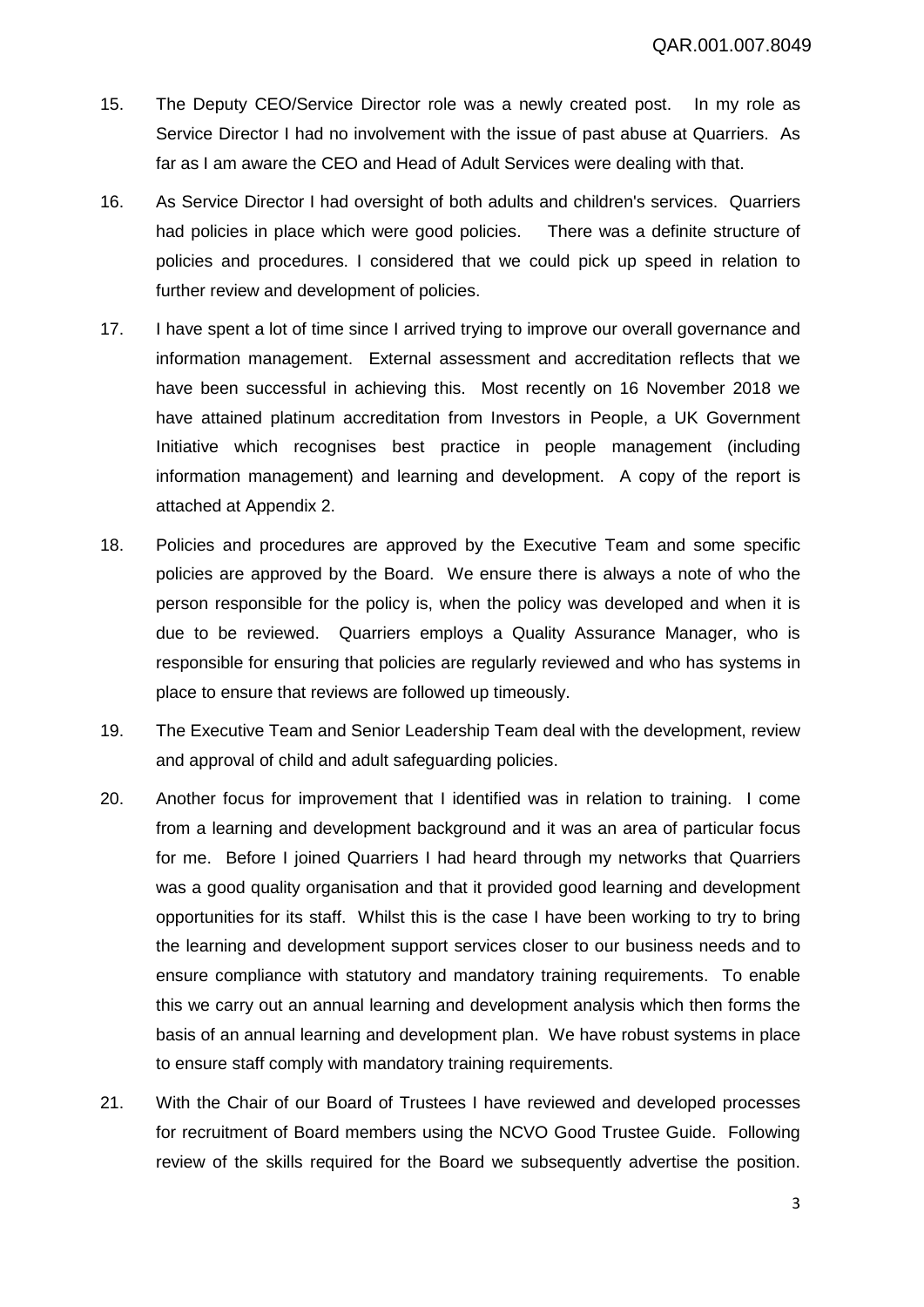15. The Deputy CEO/Service Director role was a newly created post. In my role as Service Director I had no involvement with the issue of past abuse at Quarriers. As far as I am aware the CEO and Head of Adult Services were dealing with that.

16. As Service Director I had oversight of both adults and children's services. Quarriers had policies in place which were good policies. There was a definite structure of policies and procedures. I considered that we could pick up speed in relation to further review and development of policies.

17. I have spent a lot of time since I arrived trying to improve our overall governance and information management. External assessment and accreditation reflects that we have been successful in achieving this. Most recently on 16 November 2018 we have attained platinum accreditation from Investors in People, a UK Government Initiative which recognises best practice in people management (including information management) and learning and development. A copy of the report is attached at Appendix 2.

18. Policies and procedures are approved by the Executive Team and some specific policies are approved by the Board. We ensure there is always a note of who the person responsible for the policy is, when the policy was developed and when it is due to be reviewed. Quarriers employs a Quality Assurance Manager, who is responsible for ensuring that policies are regularly reviewed and who has systems in place to ensure that reviews are followed up timeously.

19. The Executive Team and Senior Leadership Team deal with the development, review and approval of child and adult safeguarding policies.

20. Another focus for improvement that I identified was in relation to training. I come from a learning and development background and it was an area of particular focus for me. Before I joined Quarriers I had heard through my networks that Quarriers was a good quality organisation and that it provided good learning and development opportunities for its staff. Whilst this is the case I have been working to try to bring the learning and development support services closer to our business needs and to ensure compliance with statutory and mandatory training requirements. To enable this we carry out an annual learning and development analysis which then forms the basis of an annual learning and development plan. We have robust systems in place to ensure staff comply with mandatory training requirements.

21. With the Chair of our Board of Trustees I have reviewed and developed processes for recruitment of Board members using the NCVO Good Trustee Guide. Following review of the skills required for the Board we subsequently advertise the position.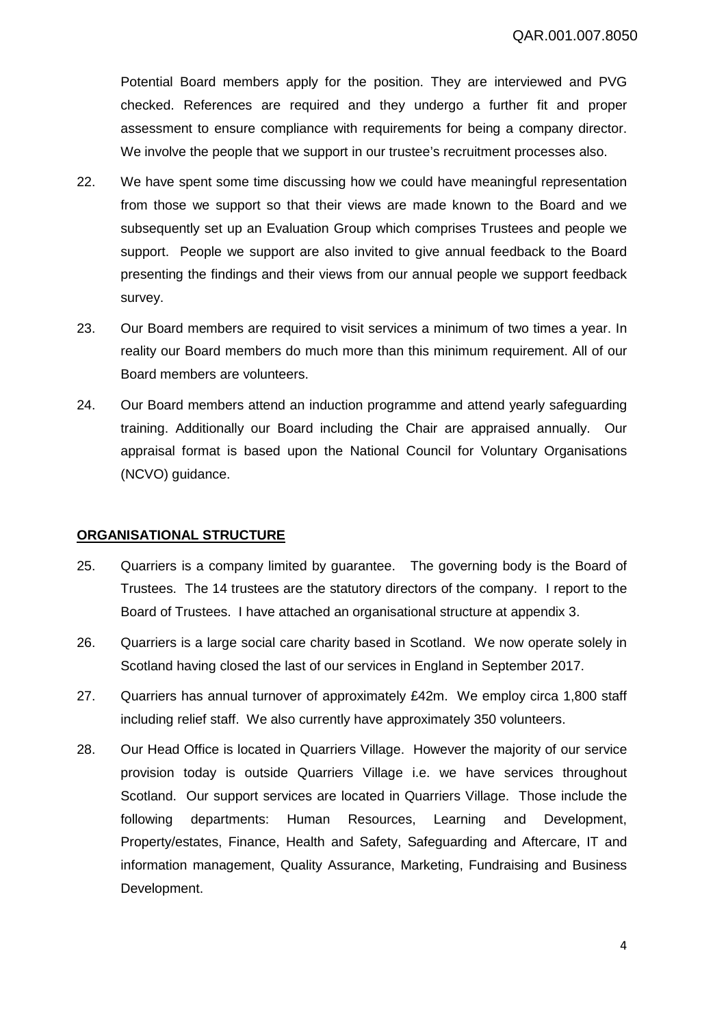Potential Board members apply for the position. They are interviewed and PVG checked. References are required and they undergo a further fit and proper assessment to ensure compliance with requirements for being a company director. We involve the people that we support in our trustee's recruitment processes also.

22. We have spent some time discussing how we could have meaningful representation from those we support so that their views are made known to the Board and we subsequently set up an Evaluation Group which comprises Trustees and people we support. People we support are also invited to give annual feedback to the Board presenting the findings and their views from our annual people we support feedback survey.

23. Our Board members are required to visit services a minimum of two times a year. In reality our Board members do much more than this minimum requirement. All of our Board members are volunteers.

24. Our Board members attend an induction programme and attend yearly safeguarding training. Additionally our Board including the Chair are appraised annually. Our appraisal format is based upon the National Council for Voluntary Organisations (NCVO) guidance.

## ORGANISATIONAL STRUCTURE

25. Quarriers is a company limited by guarantee. The governing body is the Board of Trustees. The 14 trustees are the statutory directors of the company. I report to the Board of Trustees. I have attached an organisational structure at appendix 3.

26. Quarriers is a large social care charity based in Scotland. We now operate solely in Scotland having closed the last of our services in England in September 2017.

27. Quarriers has annual turnover of approximately £42m. We employ circa 1,800 staff including relief staff. We also currently have approximately 350 volunteers.

28. Our Head Office is located in Quarriers Village. However the majority of our service provision today is outside Quarriers Village i.e. we have services throughout Scotland. Our support services are located in Quarriers Village. Those include the following departments: Human Resources, Learning and Development, Property/estates, Finance, Health and Safety, Safeguarding and Aftercare, IT and information management, Quality Assurance, Marketing, Fundraising and Business Development.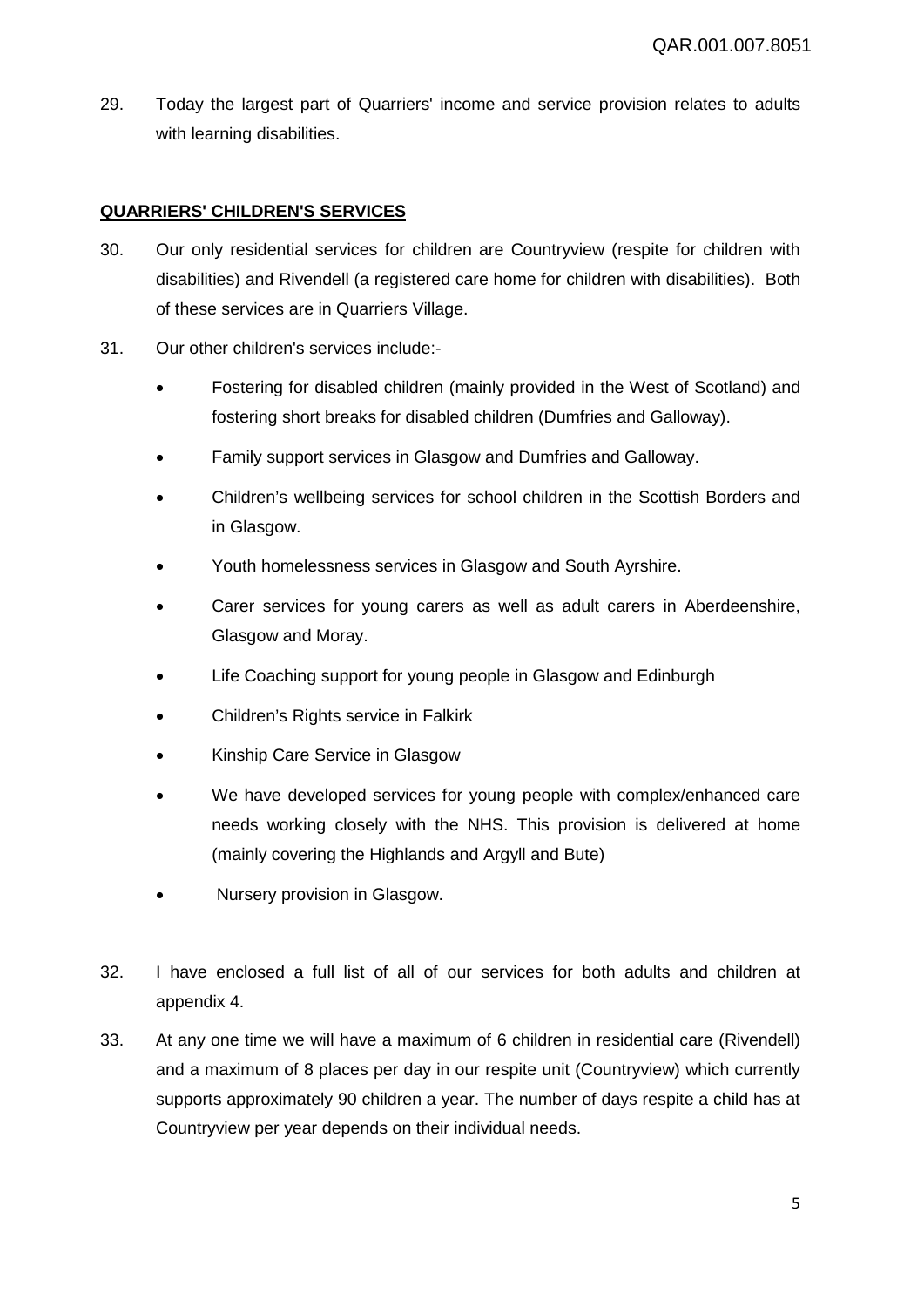29. Today the largest part of Quarriers' income and service provision relates to adults with learning disabilities.

**QUARRIERS' CHILDREN'S SERVICES**

30. Our only residential services for children are Countryview (respite for children with disabilities) and Rivendell (a registered care home for children with disabilities). Both of these services are in Quarriers Village.

31. Our other children's services include:-

    - Fostering for disabled children (mainly provided in the West of Scotland) and fostering short breaks for disabled children (Dumfries and Galloway).
    - Family support services in Glasgow and Dumfries and Galloway.
    - Children's wellbeing services for school children in the Scottish Borders and in Glasgow.
    - Youth homelessness services in Glasgow and South Ayrshire.
    - Carer services for young carers as well as adult carers in Aberdeenshire, Glasgow and Moray.
    - Life Coaching support for young people in Glasgow and Edinburgh
    - Children's Rights service in Falkirk
    - Kinship Care Service in Glasgow
    - We have developed services for young people with complex/enhanced care needs working closely with the NHS. This provision is delivered at home (mainly covering the Highlands and Argyll and Bute)
    - Nursery provision in Glasgow.

32. I have enclosed a full list of all of our services for both adults and children at appendix 4.

33. At any one time we will have a maximum of 6 children in residential care (Rivendell) and a maximum of 8 places per day in our respite unit (Countryview) which currently supports approximately 90 children a year. The number of days respite a child has at Countryview per year depends on their individual needs.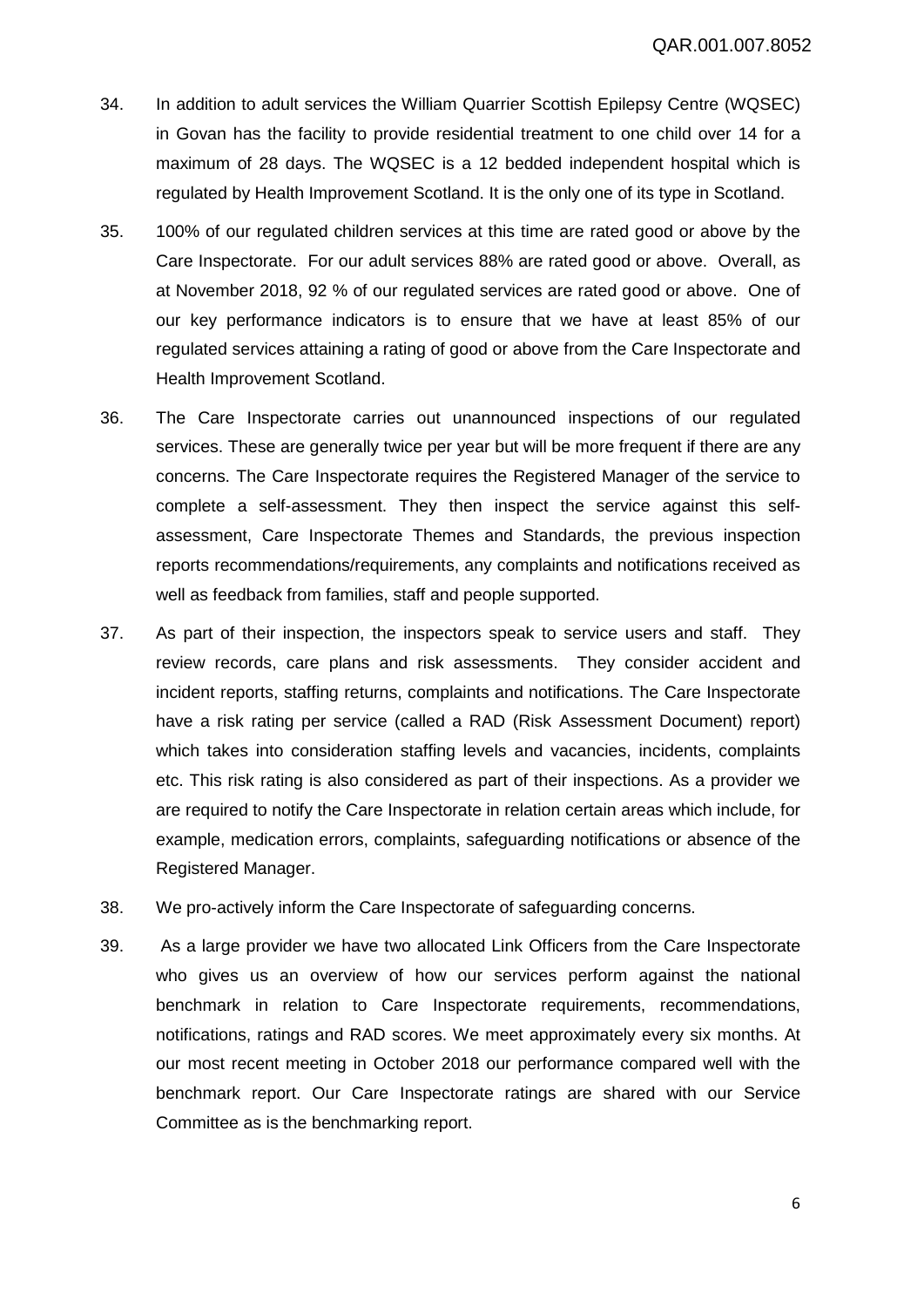34. In addition to adult services the William Quarrier Scottish Epilepsy Centre (WQSEC) in Govan has the facility to provide residential treatment to one child over 14 for a maximum of 28 days. The WQSEC is a 12 bedded independent hospital which is regulated by Health Improvement Scotland. It is the only one of its type in Scotland.

35. 100% of our regulated children services at this time are rated good or above by the Care Inspectorate. For our adult services 88% are rated good or above. Overall, as at November 2018, 92 % of our regulated services are rated good or above. One of our key performance indicators is to ensure that we have at least 85% of our regulated services attaining a rating of good or above from the Care Inspectorate and Health Improvement Scotland.

36. The Care Inspectorate carries out unannounced inspections of our regulated services. These are generally twice per year but will be more frequent if there are any concerns. The Care Inspectorate requires the Registered Manager of the service to complete a self-assessment. They then inspect the service against this self-assessment, Care Inspectorate Themes and Standards, the previous inspection reports recommendations/requirements, any complaints and notifications received as well as feedback from families, staff and people supported.

37. As part of their inspection, the inspectors speak to service users and staff. They review records, care plans and risk assessments. They consider accident and incident reports, staffing returns, complaints and notifications. The Care Inspectorate have a risk rating per service (called a RAD (Risk Assessment Document) report) which takes into consideration staffing levels and vacancies, incidents, complaints etc. This risk rating is also considered as part of their inspections. As a provider we are required to notify the Care Inspectorate in relation certain areas which include, for example, medication errors, complaints, safeguarding notifications or absence of the Registered Manager.

38. We pro-actively inform the Care Inspectorate of safeguarding concerns.

39. As a large provider we have two allocated Link Officers from the Care Inspectorate who gives us an overview of how our services perform against the national benchmark in relation to Care Inspectorate requirements, recommendations, notifications, ratings and RAD scores. We meet approximately every six months. At our most recent meeting in October 2018 our performance compared well with the benchmark report. Our Care Inspectorate ratings are shared with our Service Committee as is the benchmarking report.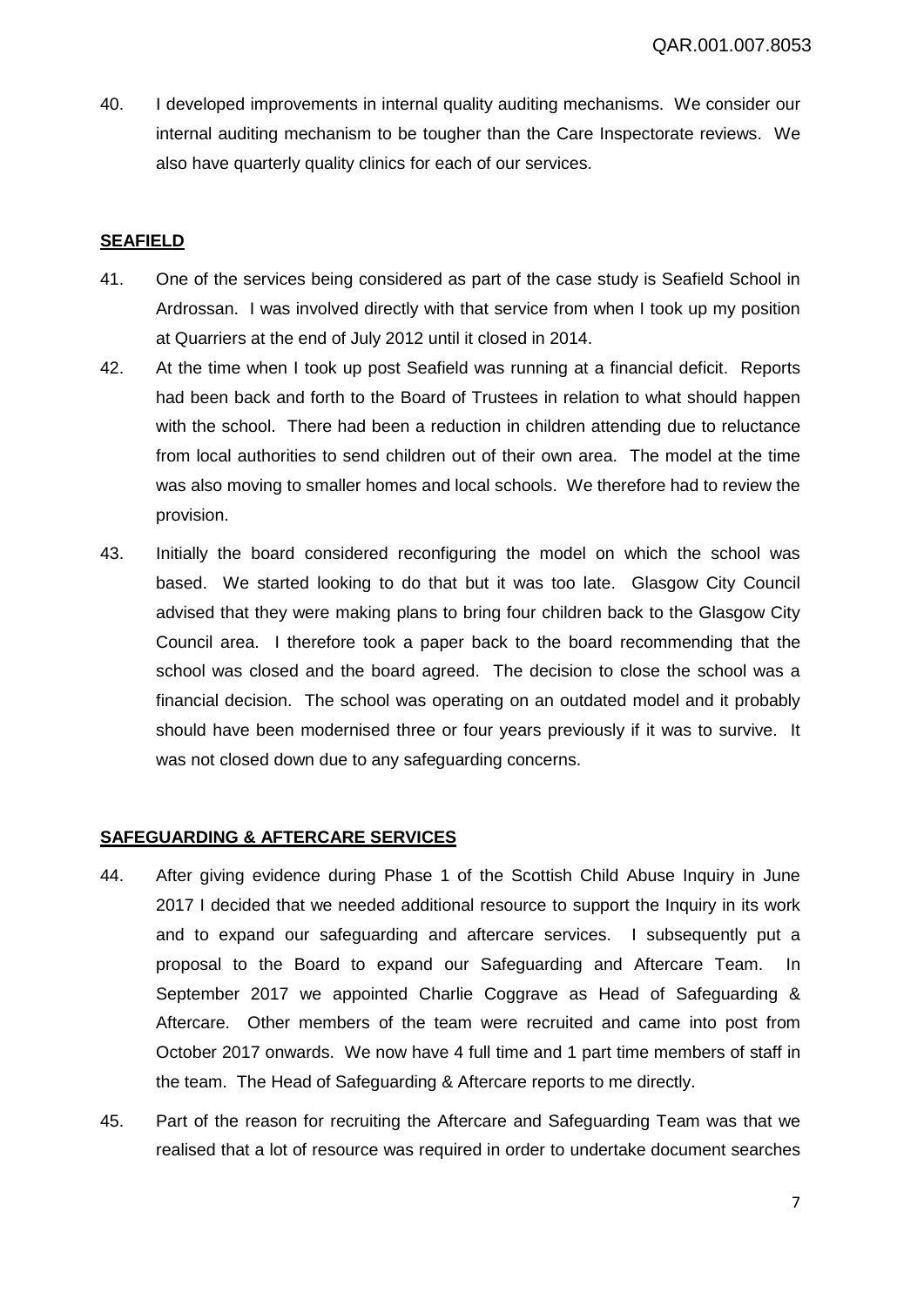40. I developed improvements in internal quality auditing mechanisms. We consider our internal auditing mechanism to be tougher than the Care Inspectorate reviews. We also have quarterly quality clinics for each of our services.

## **SEAFIELD**

41. One of the services being considered as part of the case study is Seafield School in Ardrossan. I was involved directly with that service from when I took up my position at Quarriers at the end of July 2012 until it closed in 2014.

42. At the time when I took up post Seafield was running at a financial deficit. Reports had been back and forth to the Board of Trustees in relation to what should happen with the school. There had been a reduction in children attending due to reluctance from local authorities to send children out of their own area. The model at the time was also moving to smaller homes and local schools. We therefore had to review the provision.

43. Initially the board considered reconfiguring the model on which the school was based. We started looking to do that but it was too late. Glasgow City Council advised that they were making plans to bring four children back to the Glasgow City Council area. I therefore took a paper back to the board recommending that the school was closed and the board agreed. The decision to close the school was a financial decision. The school was operating on an outdated model and it probably should have been modernised three or four years previously if it was to survive. It was not closed down due to any safeguarding concerns.

## **SAFEGUARDING & AFTERCARE SERVICES**

44. After giving evidence during Phase 1 of the Scottish Child Abuse Inquiry in June 2017 I decided that we needed additional resource to support the Inquiry in its work and to expand our safeguarding and aftercare services. I subsequently put a proposal to the Board to expand our Safeguarding and Aftercare Team. In September 2017 we appointed Charlie Coggrave as Head of Safeguarding & Aftercare. Other members of the team were recruited and came into post from October 2017 onwards. We now have 4 full time and 1 part time members of staff in the team. The Head of Safeguarding & Aftercare reports to me directly.

45. Part of the reason for recruiting the Aftercare and Safeguarding Team was that we realised that a lot of resource was required in order to undertake document searches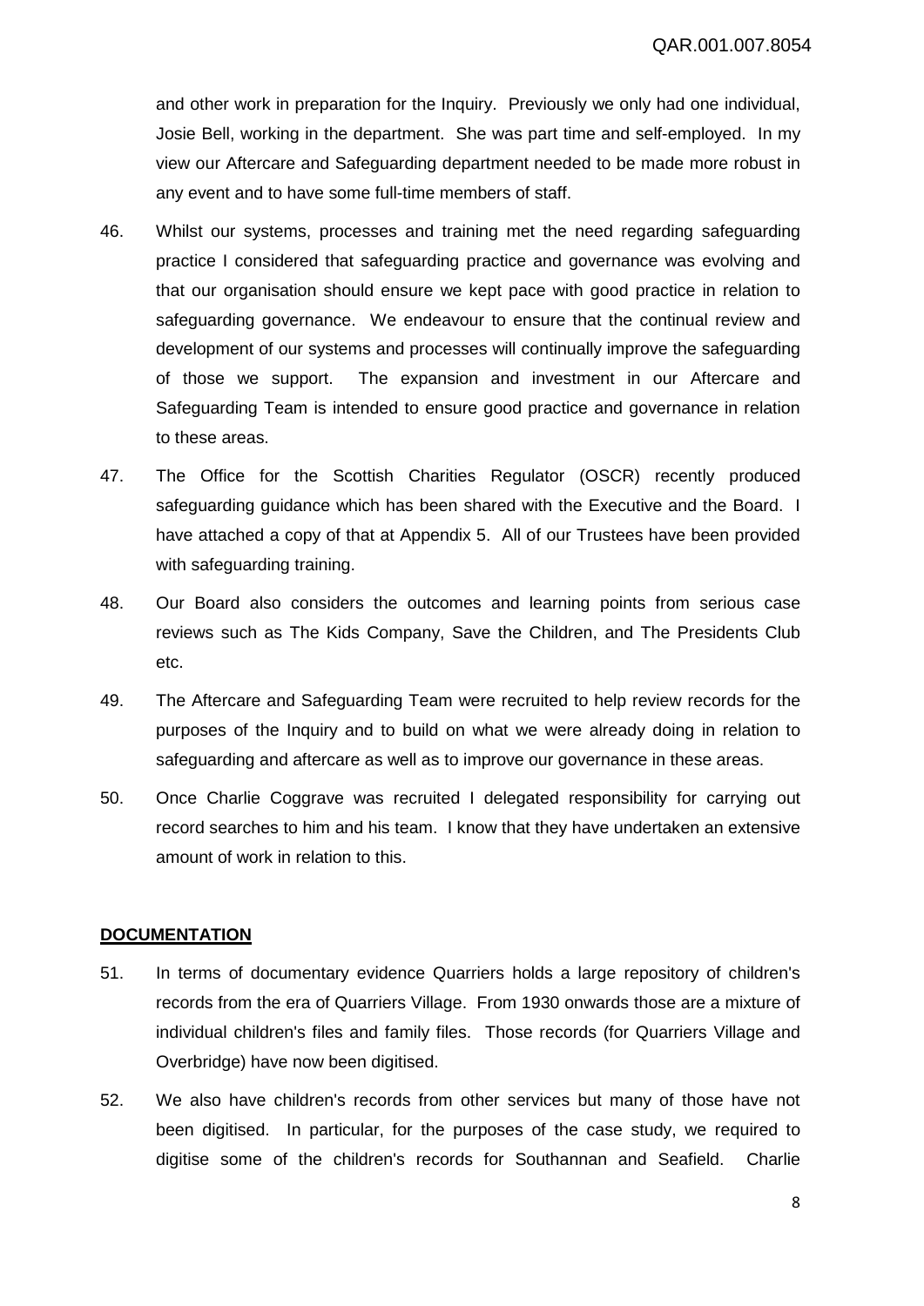and other work in preparation for the Inquiry. Previously we only had one individual, Josie Bell, working in the department. She was part time and self-employed. In my view our Aftercare and Safeguarding department needed to be made more robust in any event and to have some full-time members of staff.

46. Whilst our systems, processes and training met the need regarding safeguarding practice I considered that safeguarding practice and governance was evolving and that our organisation should ensure we kept pace with good practice in relation to safeguarding governance. We endeavour to ensure that the continual review and development of our systems and processes will continually improve the safeguarding of those we support. The expansion and investment in our Aftercare and Safeguarding Team is intended to ensure good practice and governance in relation to these areas.

47. The Office for the Scottish Charities Regulator (OSCR) recently produced safeguarding guidance which has been shared with the Executive and the Board. I have attached a copy of that at Appendix 5. All of our Trustees have been provided with safeguarding training.

48. Our Board also considers the outcomes and learning points from serious case reviews such as The Kids Company, Save the Children, and The Presidents Club etc.

49. The Aftercare and Safeguarding Team were recruited to help review records for the purposes of the Inquiry and to build on what we were already doing in relation to safeguarding and aftercare as well as to improve our governance in these areas.

50. Once Charlie Coggrave was recruited I delegated responsibility for carrying out record searches to him and his team. I know that they have undertaken an extensive amount of work in relation to this.

**DOCUMENTATION**

51. In terms of documentary evidence Quarriers holds a large repository of children's records from the era of Quarriers Village. From 1930 onwards those are a mixture of individual children's files and family files. Those records (for Quarriers Village and Overbridge) have now been digitised.

52. We also have children's records from other services but many of those have not been digitised. In particular, for the purposes of the case study, we required to digitise some of the children's records for Southannan and Seafield. Charlie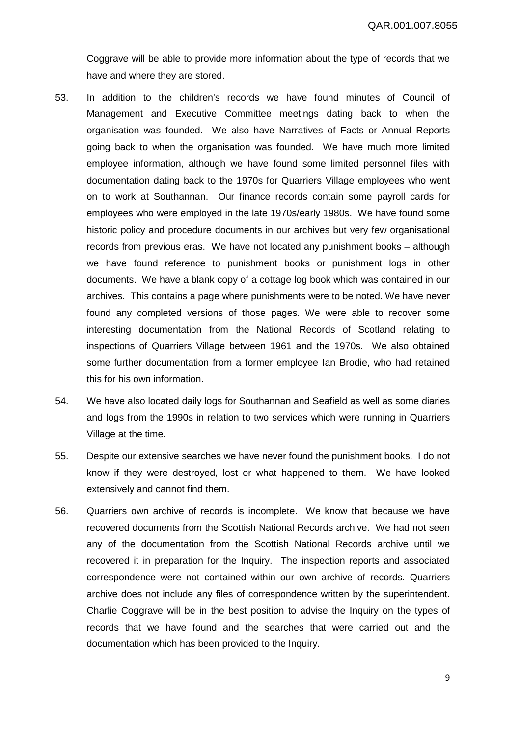Coggrave will be able to provide more information about the type of records that we have and where they are stored.

53. In addition to the children's records we have found minutes of Council of Management and Executive Committee meetings dating back to when the organisation was founded. We also have Narratives of Facts or Annual Reports going back to when the organisation was founded. We have much more limited employee information, although we have found some limited personnel files with documentation dating back to the 1970s for Quarriers Village employees who went on to work at Southannan. Our finance records contain some payroll cards for employees who were employed in the late 1970s/early 1980s. We have found some historic policy and procedure documents in our archives but very few organisational records from previous eras. We have not located any punishment books – although we have found reference to punishment books or punishment logs in other documents. We have a blank copy of a cottage log book which was contained in our archives. This contains a page where punishments were to be noted. We have never found any completed versions of those pages. We were able to recover some interesting documentation from the National Records of Scotland relating to inspections of Quarriers Village between 1961 and the 1970s. We also obtained some further documentation from a former employee Ian Brodie, who had retained this for his own information.

54. We have also located daily logs for Southannan and Seafield as well as some diaries and logs from the 1990s in relation to two services which were running in Quarriers Village at the time.

55. Despite our extensive searches we have never found the punishment books. I do not know if they were destroyed, lost or what happened to them. We have looked extensively and cannot find them.

56. Quarriers own archive of records is incomplete. We know that because we have recovered documents from the Scottish National Records archive. We had not seen any of the documentation from the Scottish National Records archive until we recovered it in preparation for the Inquiry. The inspection reports and associated correspondence were not contained within our own archive of records. Quarriers archive does not include any files of correspondence written by the superintendent. Charlie Coggrave will be in the best position to advise the Inquiry on the types of records that we have found and the searches that were carried out and the documentation which has been provided to the Inquiry.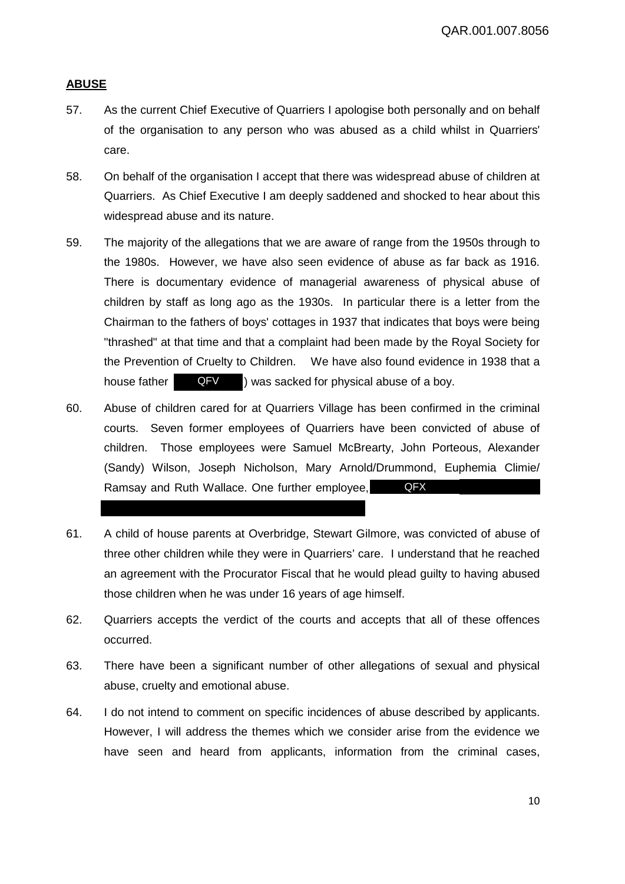## ABUSE

57. As the current Chief Executive of Quarriers I apologise both personally and on behalf of the organisation to any person who was abused as a child whilst in Quarriers' care.

58. On behalf of the organisation I accept that there was widespread abuse of children at Quarriers. As Chief Executive I am deeply saddened and shocked to hear about this widespread abuse and its nature.

59. The majority of the allegations that we are aware of range from the 1950s through to the 1980s. However, we have also seen evidence of abuse as far back as 1916. There is documentary evidence of managerial awareness of physical abuse of children by staff as long ago as the 1930s. In particular there is a letter from the Chairman to the fathers of boys' cottages in 1937 that indicates that boys were being "thrashed" at that time and that a complaint had been made by the Royal Society for the Prevention of Cruelty to Children. We have also found evidence in 1938 that a house father QFV ) was sacked for physical abuse of a boy.

60. Abuse of children cared for at Quarriers Village has been confirmed in the criminal courts. Seven former employees of Quarriers have been convicted of abuse of children. Those employees were Samuel McBrearty, John Porteous, Alexander (Sandy) Wilson, Joseph Nicholson, Mary Arnold/Drummond, Euphemia Climie/ Ramsay and Ruth Wallace. One further employee, QFX

61. A child of house parents at Overbridge, Stewart Gilmore, was convicted of abuse of three other children while they were in Quarriers' care. I understand that he reached an agreement with the Procurator Fiscal that he would plead guilty to having abused those children when he was under 16 years of age himself.

62. Quarriers accepts the verdict of the courts and accepts that all of these offences occurred.

63. There have been a significant number of other allegations of sexual and physical abuse, cruelty and emotional abuse.

64. I do not intend to comment on specific incidences of abuse described by applicants. However, I will address the themes which we consider arise from the evidence we have seen and heard from applicants, information from the criminal cases,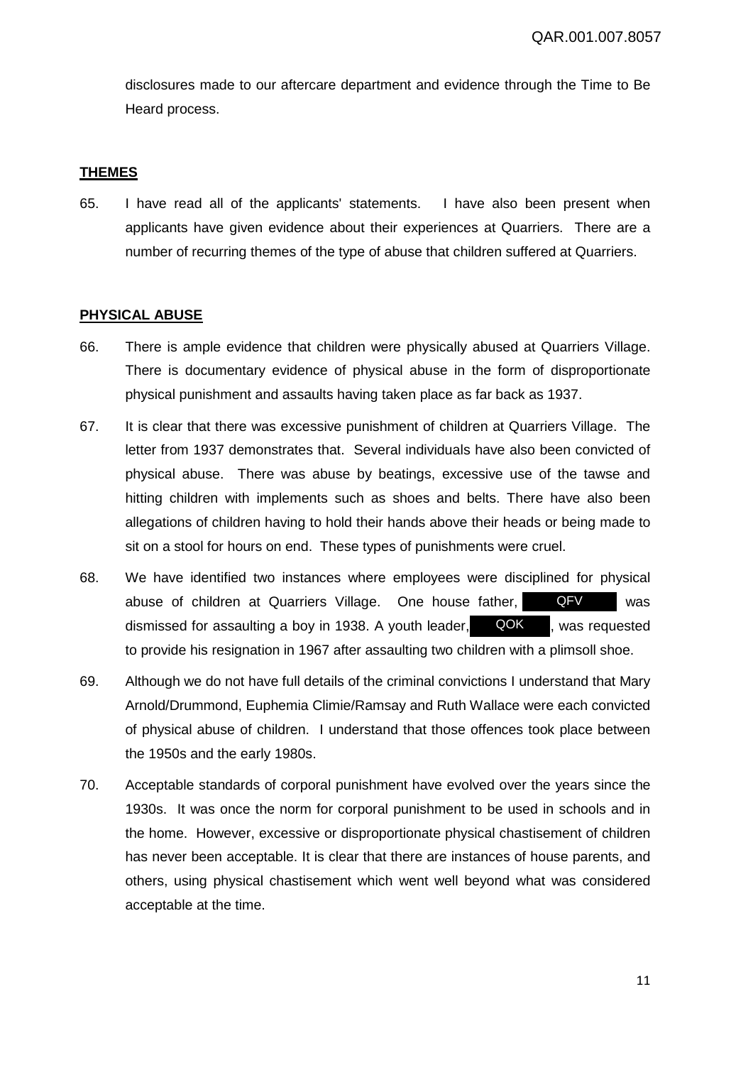disclosures made to our aftercare department and evidence through the Time to Be Heard process.

## THEMES

65. I have read all of the applicants' statements. I have also been present when applicants have given evidence about their experiences at Quarriers. There are a number of recurring themes of the type of abuse that children suffered at Quarriers.

## PHYSICAL ABUSE

66. There is ample evidence that children were physically abused at Quarriers Village. There is documentary evidence of physical abuse in the form of disproportionate physical punishment and assaults having taken place as far back as 1937.

67. It is clear that there was excessive punishment of children at Quarriers Village. The letter from 1937 demonstrates that. Several individuals have also been convicted of physical abuse. There was abuse by beatings, excessive use of the tawse and hitting children with implements such as shoes and belts. There have also been allegations of children having to hold their hands above their heads or being made to sit on a stool for hours on end. These types of punishments were cruel.

68. We have identified two instances where employees were disciplined for physical abuse of children at Quarriers Village. One house father, QFV was dismissed for assaulting a boy in 1938. A youth leader, QOK, was requested to provide his resignation in 1967 after assaulting two children with a plimsoll shoe.

69. Although we do not have full details of the criminal convictions I understand that Mary Arnold/Drummond, Euphemia Climie/Ramsay and Ruth Wallace were each convicted of physical abuse of children. I understand that those offences took place between the 1950s and the early 1980s.

70. Acceptable standards of corporal punishment have evolved over the years since the 1930s. It was once the norm for corporal punishment to be used in schools and in the home. However, excessive or disproportionate physical chastisement of children has never been acceptable. It is clear that there are instances of house parents, and others, using physical chastisement which went well beyond what was considered acceptable at the time.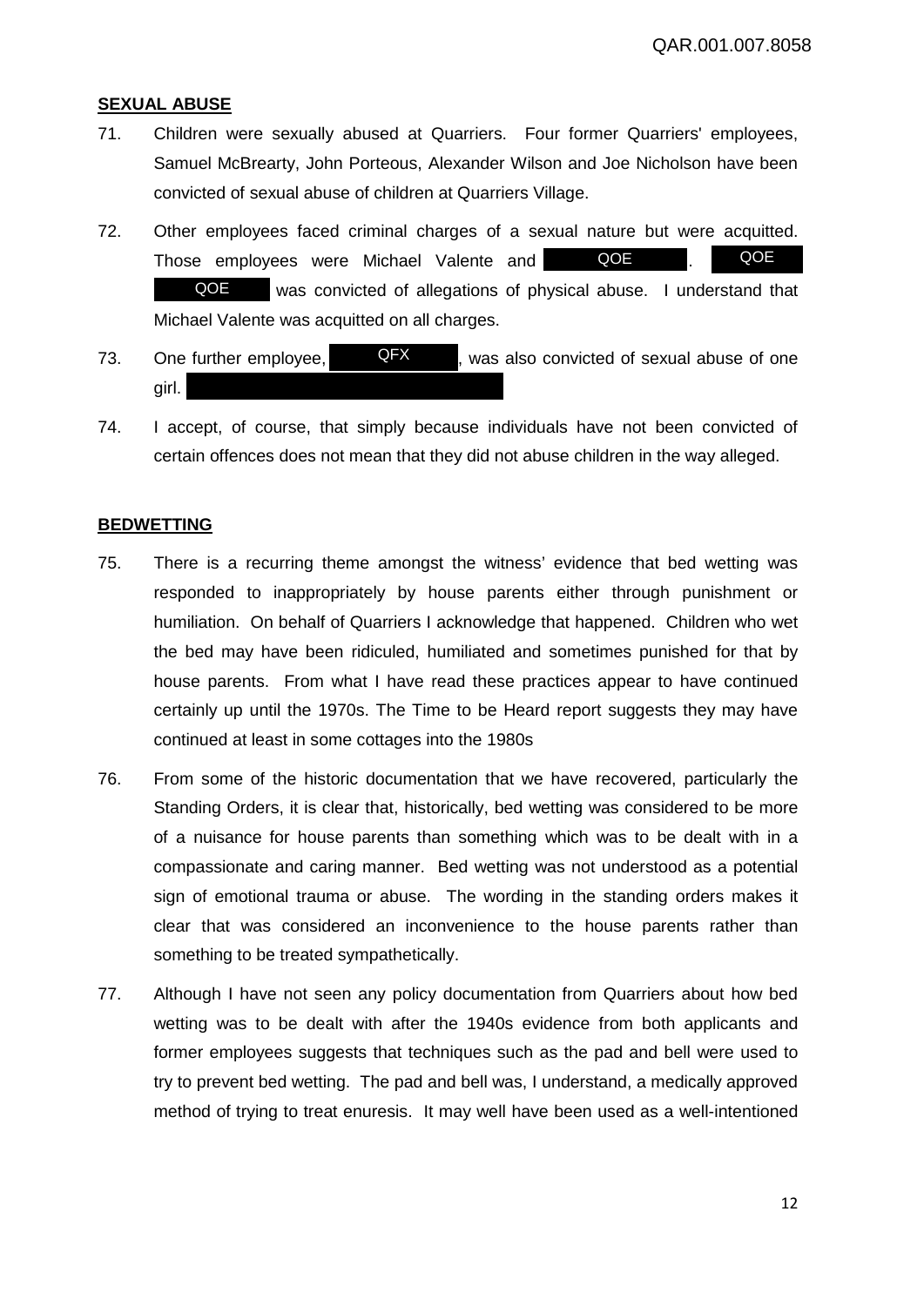## **SEXUAL ABUSE**

71. Children were sexually abused at Quarriers. Four former Quarriers' employees, Samuel McBrearty, John Porteous, Alexander Wilson and Joe Nicholson have been convicted of sexual abuse of children at Quarriers Village.

72. Other employees faced criminal charges of a sexual nature but were acquitted. Those employees were Michael Valente and QOE. QOE was convicted of allegations of physical abuse. I understand that Michael Valente was acquitted on all charges.

73. One further employee, QFX, was also convicted of sexual abuse of one girl.

74. I accept, of course, that simply because individuals have not been convicted of certain offences does not mean that they did not abuse children in the way alleged.

## **BEDWETTING**

75. There is a recurring theme amongst the witness' evidence that bed wetting was responded to inappropriately by house parents either through punishment or humiliation. On behalf of Quarriers I acknowledge that happened. Children who wet the bed may have been ridiculed, humiliated and sometimes punished for that by house parents. From what I have read these practices appear to have continued certainly up until the 1970s. The Time to be Heard report suggests they may have continued at least in some cottages into the 1980s

76. From some of the historic documentation that we have recovered, particularly the Standing Orders, it is clear that, historically, bed wetting was considered to be more of a nuisance for house parents than something which was to be dealt with in a compassionate and caring manner. Bed wetting was not understood as a potential sign of emotional trauma or abuse. The wording in the standing orders makes it clear that was considered an inconvenience to the house parents rather than something to be treated sympathetically.

77. Although I have not seen any policy documentation from Quarriers about how bed wetting was to be dealt with after the 1940s evidence from both applicants and former employees suggests that techniques such as the pad and bell were used to try to prevent bed wetting. The pad and bell was, I understand, a medically approved method of trying to treat enuresis. It may well have been used as a well-intentioned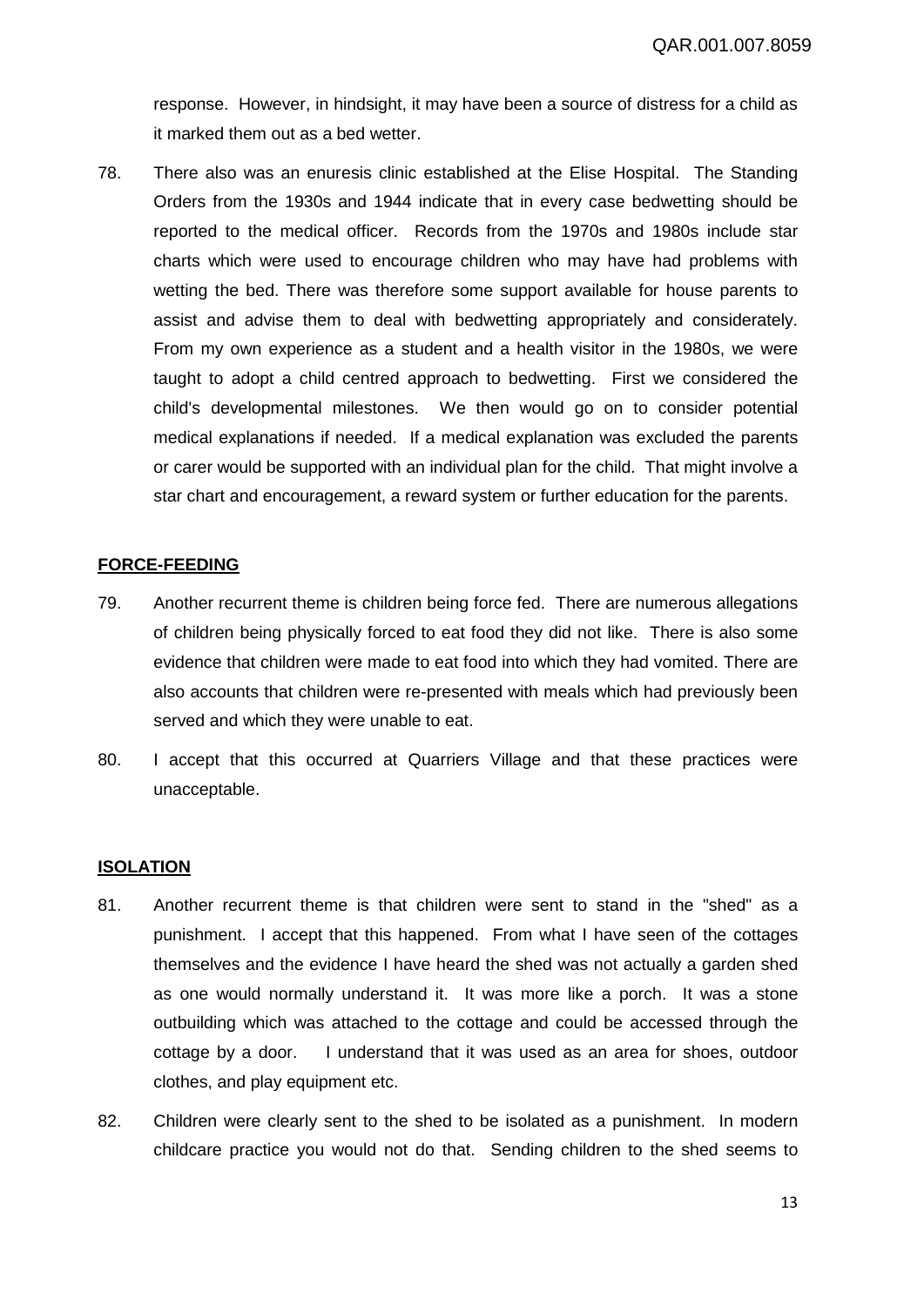response. However, in hindsight, it may have been a source of distress for a child as it marked them out as a bed wetter.

78. There also was an enuresis clinic established at the Elise Hospital. The Standing Orders from the 1930s and 1944 indicate that in every case bedwetting should be reported to the medical officer. Records from the 1970s and 1980s include star charts which were used to encourage children who may have had problems with wetting the bed. There was therefore some support available for house parents to assist and advise them to deal with bedwetting appropriately and considerately. From my own experience as a student and a health visitor in the 1980s, we were taught to adopt a child centred approach to bedwetting. First we considered the child's developmental milestones. We then would go on to consider potential medical explanations if needed. If a medical explanation was excluded the parents or carer would be supported with an individual plan for the child. That might involve a star chart and encouragement, a reward system or further education for the parents.

## FORCE-FEEDING

79. Another recurrent theme is children being force fed. There are numerous allegations of children being physically forced to eat food they did not like. There is also some evidence that children were made to eat food into which they had vomited. There are also accounts that children were re-presented with meals which had previously been served and which they were unable to eat.

80. I accept that this occurred at Quarriers Village and that these practices were unacceptable.

## ISOLATION

81. Another recurrent theme is that children were sent to stand in the "shed" as a punishment. I accept that this happened. From what I have seen of the cottages themselves and the evidence I have heard the shed was not actually a garden shed as one would normally understand it. It was more like a porch. It was a stone outbuilding which was attached to the cottage and could be accessed through the cottage by a door. I understand that it was used as an area for shoes, outdoor clothes, and play equipment etc.

82. Children were clearly sent to the shed to be isolated as a punishment. In modern childcare practice you would not do that. Sending children to the shed seems to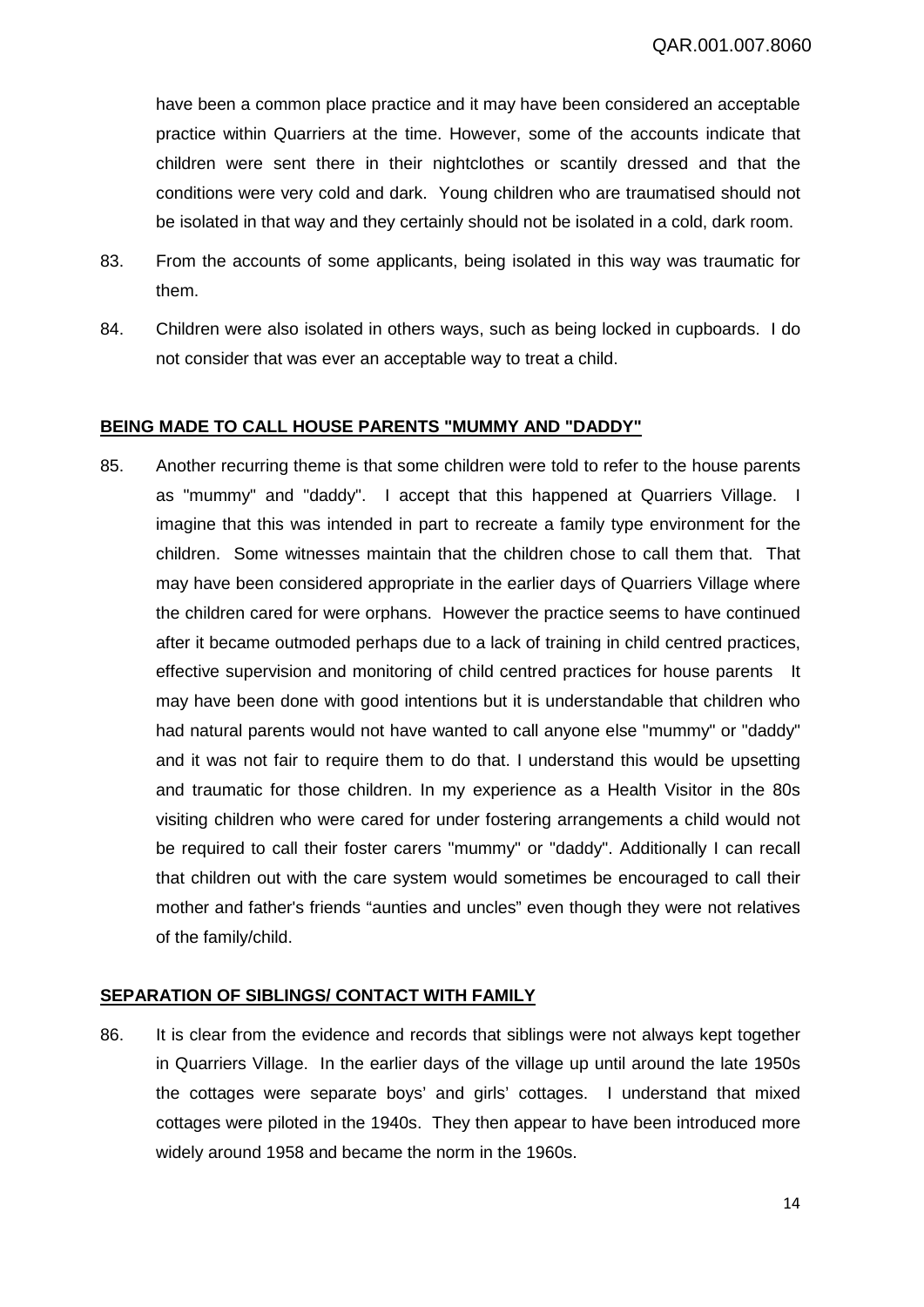have been a common place practice and it may have been considered an acceptable practice within Quarriers at the time. However, some of the accounts indicate that children were sent there in their nightclothes or scantily dressed and that the conditions were very cold and dark. Young children who are traumatised should not be isolated in that way and they certainly should not be isolated in a cold, dark room.

83. From the accounts of some applicants, being isolated in this way was traumatic for them.

84. Children were also isolated in others ways, such as being locked in cupboards. I do not consider that was ever an acceptable way to treat a child.

**BEING MADE TO CALL HOUSE PARENTS "MUMMY AND "DADDY"**

85. Another recurring theme is that some children were told to refer to the house parents as "mummy" and "daddy". I accept that this happened at Quarriers Village. I imagine that this was intended in part to recreate a family type environment for the children. Some witnesses maintain that the children chose to call them that. That may have been considered appropriate in the earlier days of Quarriers Village where the children cared for were orphans. However the practice seems to have continued after it became outmoded perhaps due to a lack of training in child centred practices, effective supervision and monitoring of child centred practices for house parents It may have been done with good intentions but it is understandable that children who had natural parents would not have wanted to call anyone else "mummy" or "daddy" and it was not fair to require them to do that. I understand this would be upsetting and traumatic for those children. In my experience as a Health Visitor in the 80s visiting children who were cared for under fostering arrangements a child would not be required to call their foster carers "mummy" or "daddy". Additionally I can recall that children out with the care system would sometimes be encouraged to call their mother and father's friends “aunties and uncles” even though they were not relatives of the family/child.

**SEPARATION OF SIBLINGS/ CONTACT WITH FAMILY**

86. It is clear from the evidence and records that siblings were not always kept together in Quarriers Village. In the earlier days of the village up until around the late 1950s the cottages were separate boys' and girls' cottages. I understand that mixed cottages were piloted in the 1940s. They then appear to have been introduced more widely around 1958 and became the norm in the 1960s.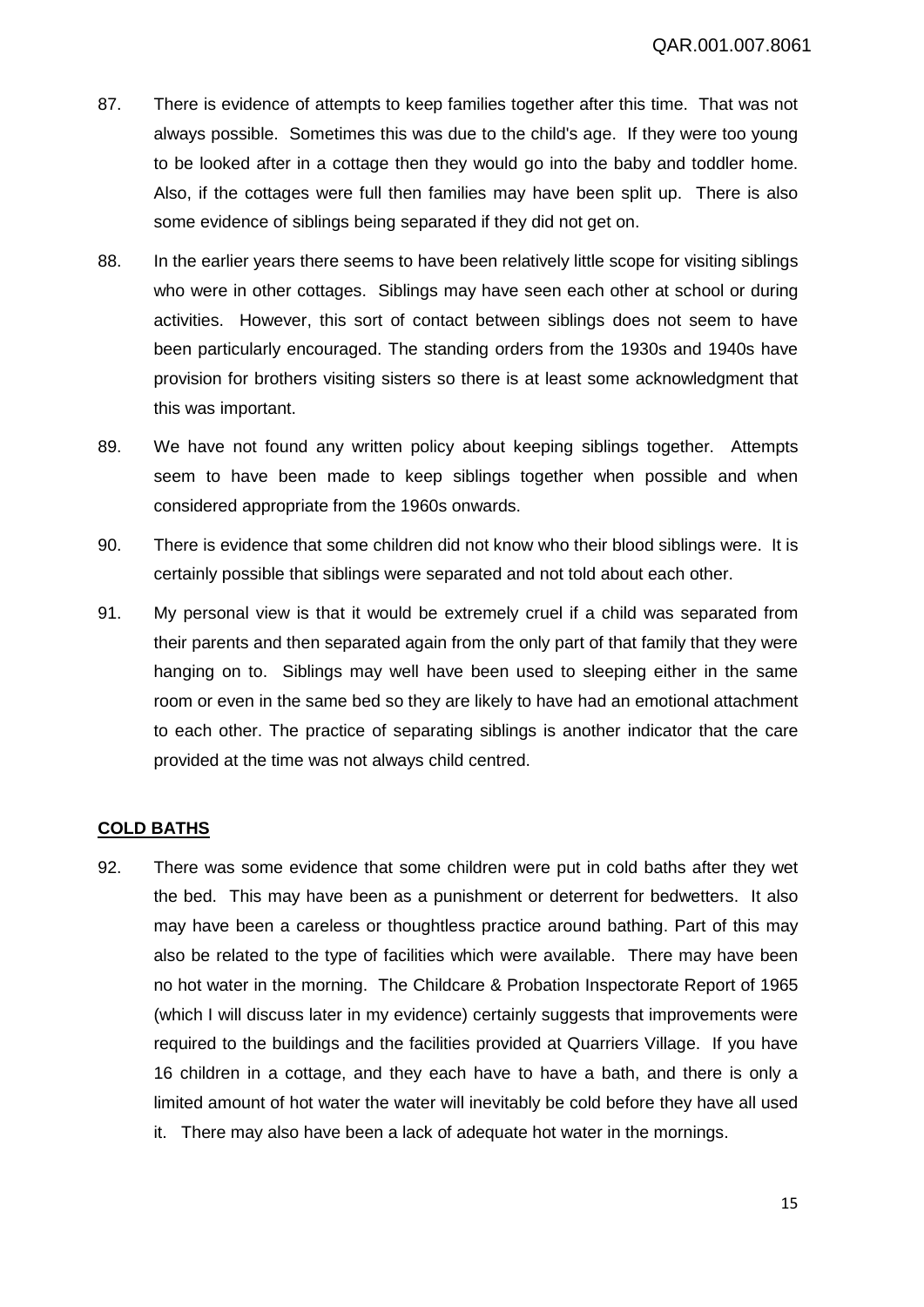87. There is evidence of attempts to keep families together after this time. That was not always possible. Sometimes this was due to the child's age. If they were too young to be looked after in a cottage then they would go into the baby and toddler home. Also, if the cottages were full then families may have been split up. There is also some evidence of siblings being separated if they did not get on.

88. In the earlier years there seems to have been relatively little scope for visiting siblings who were in other cottages. Siblings may have seen each other at school or during activities. However, this sort of contact between siblings does not seem to have been particularly encouraged. The standing orders from the 1930s and 1940s have provision for brothers visiting sisters so there is at least some acknowledgment that this was important.

89. We have not found any written policy about keeping siblings together. Attempts seem to have been made to keep siblings together when possible and when considered appropriate from the 1960s onwards.

90. There is evidence that some children did not know who their blood siblings were. It is certainly possible that siblings were separated and not told about each other.

91. My personal view is that it would be extremely cruel if a child was separated from their parents and then separated again from the only part of that family that they were hanging on to. Siblings may well have been used to sleeping either in the same room or even in the same bed so they are likely to have had an emotional attachment to each other. The practice of separating siblings is another indicator that the care provided at the time was not always child centred.

## COLD BATHS

92. There was some evidence that some children were put in cold baths after they wet the bed. This may have been as a punishment or deterrent for bedwetters. It also may have been a careless or thoughtless practice around bathing. Part of this may also be related to the type of facilities which were available. There may have been no hot water in the morning. The Childcare & Probation Inspectorate Report of 1965 (which I will discuss later in my evidence) certainly suggests that improvements were required to the buildings and the facilities provided at Quarriers Village. If you have 16 children in a cottage, and they each have to have a bath, and there is only a limited amount of hot water the water will inevitably be cold before they have all used it. There may also have been a lack of adequate hot water in the mornings.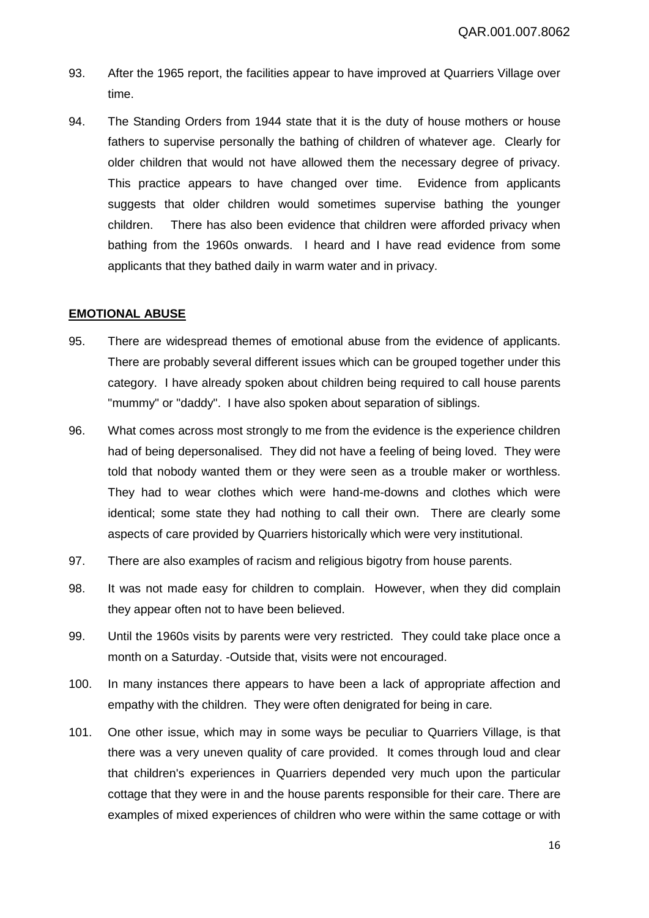93. After the 1965 report, the facilities appear to have improved at Quarriers Village over time.

94. The Standing Orders from 1944 state that it is the duty of house mothers or house fathers to supervise personally the bathing of children of whatever age. Clearly for older children that would not have allowed them the necessary degree of privacy. This practice appears to have changed over time. Evidence from applicants suggests that older children would sometimes supervise bathing the younger children. There has also been evidence that children were afforded privacy when bathing from the 1960s onwards. I heard and I have read evidence from some applicants that they bathed daily in warm water and in privacy.

## EMOTIONAL ABUSE

95. There are widespread themes of emotional abuse from the evidence of applicants. There are probably several different issues which can be grouped together under this category. I have already spoken about children being required to call house parents "mummy" or "daddy". I have also spoken about separation of siblings.

96. What comes across most strongly to me from the evidence is the experience children had of being depersonalised. They did not have a feeling of being loved. They were told that nobody wanted them or they were seen as a trouble maker or worthless. They had to wear clothes which were hand-me-downs and clothes which were identical; some state they had nothing to call their own. There are clearly some aspects of care provided by Quarriers historically which were very institutional.

97. There are also examples of racism and religious bigotry from house parents.

98. It was not made easy for children to complain. However, when they did complain they appear often not to have been believed.

99. Until the 1960s visits by parents were very restricted. They could take place once a month on a Saturday. -Outside that, visits were not encouraged.

100. In many instances there appears to have been a lack of appropriate affection and empathy with the children. They were often denigrated for being in care.

101. One other issue, which may in some ways be peculiar to Quarriers Village, is that there was a very uneven quality of care provided. It comes through loud and clear that children's experiences in Quarriers depended very much upon the particular cottage that they were in and the house parents responsible for their care. There are examples of mixed experiences of children who were within the same cottage or with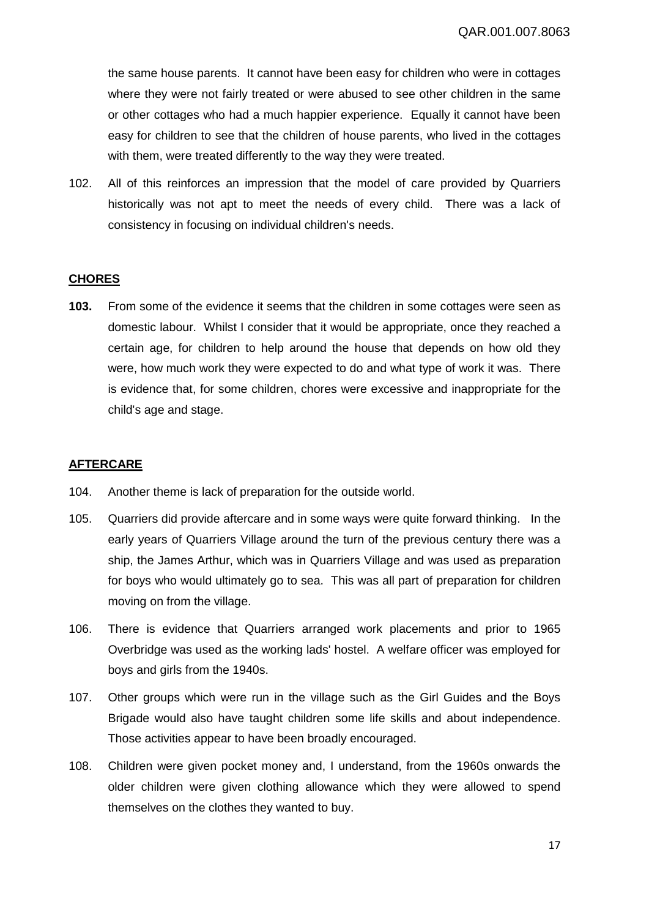the same house parents. It cannot have been easy for children who were in cottages where they were not fairly treated or were abused to see other children in the same or other cottages who had a much happier experience. Equally it cannot have been easy for children to see that the children of house parents, who lived in the cottages with them, were treated differently to the way they were treated.

102. All of this reinforces an impression that the model of care provided by Quarriers historically was not apt to meet the needs of every child. There was a lack of consistency in focusing on individual children's needs.

## CHORES

**103.** From some of the evidence it seems that the children in some cottages were seen as domestic labour. Whilst I consider that it would be appropriate, once they reached a certain age, for children to help around the house that depends on how old they were, how much work they were expected to do and what type of work it was. There is evidence that, for some children, chores were excessive and inappropriate for the child's age and stage.

## AFTERCARE

104. Another theme is lack of preparation for the outside world.

105. Quarriers did provide aftercare and in some ways were quite forward thinking. In the early years of Quarriers Village around the turn of the previous century there was a ship, the James Arthur, which was in Quarriers Village and was used as preparation for boys who would ultimately go to sea. This was all part of preparation for children moving on from the village.

106. There is evidence that Quarriers arranged work placements and prior to 1965 Overbridge was used as the working lads' hostel. A welfare officer was employed for boys and girls from the 1940s.

107. Other groups which were run in the village such as the Girl Guides and the Boys Brigade would also have taught children some life skills and about independence. Those activities appear to have been broadly encouraged.

108. Children were given pocket money and, I understand, from the 1960s onwards the older children were given clothing allowance which they were allowed to spend themselves on the clothes they wanted to buy.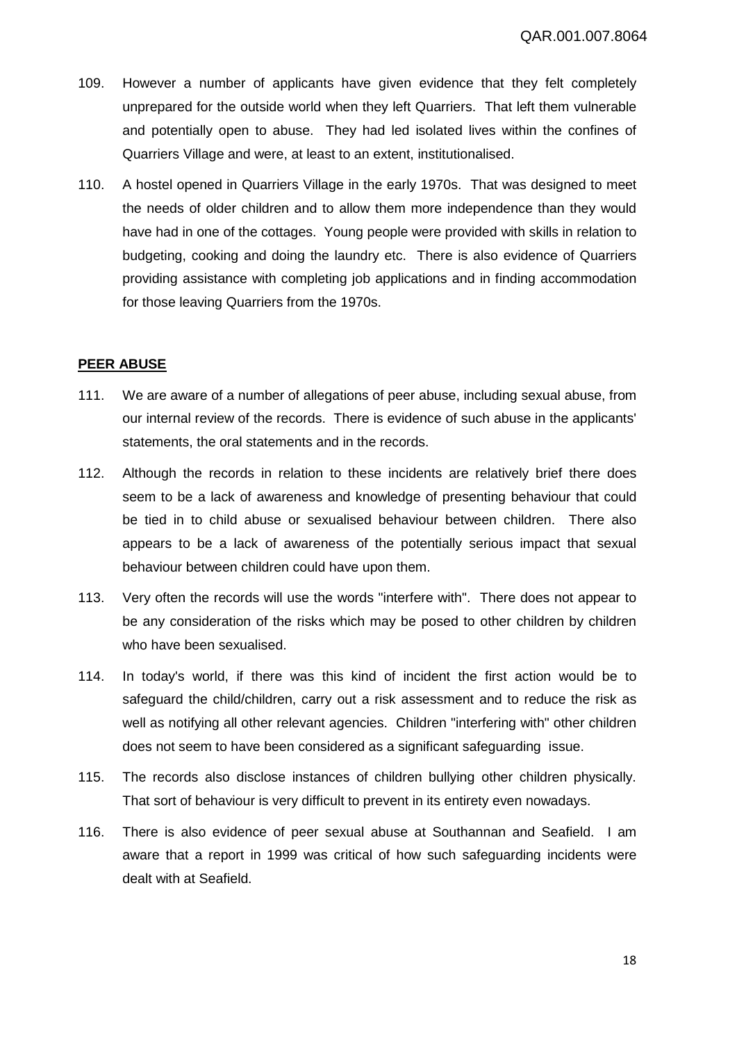109. However a number of applicants have given evidence that they felt completely unprepared for the outside world when they left Quarriers. That left them vulnerable and potentially open to abuse. They had led isolated lives within the confines of Quarriers Village and were, at least to an extent, institutionalised.

110. A hostel opened in Quarriers Village in the early 1970s. That was designed to meet the needs of older children and to allow them more independence than they would have had in one of the cottages. Young people were provided with skills in relation to budgeting, cooking and doing the laundry etc. There is also evidence of Quarriers providing assistance with completing job applications and in finding accommodation for those leaving Quarriers from the 1970s.

## PEER ABUSE

111. We are aware of a number of allegations of peer abuse, including sexual abuse, from our internal review of the records. There is evidence of such abuse in the applicants' statements, the oral statements and in the records.

112. Although the records in relation to these incidents are relatively brief there does seem to be a lack of awareness and knowledge of presenting behaviour that could be tied in to child abuse or sexualised behaviour between children. There also appears to be a lack of awareness of the potentially serious impact that sexual behaviour between children could have upon them.

113. Very often the records will use the words "interfere with". There does not appear to be any consideration of the risks which may be posed to other children by children who have been sexualised.

114. In today's world, if there was this kind of incident the first action would be to safeguard the child/children, carry out a risk assessment and to reduce the risk as well as notifying all other relevant agencies. Children "interfering with" other children does not seem to have been considered as a significant safeguarding issue.

115. The records also disclose instances of children bullying other children physically. That sort of behaviour is very difficult to prevent in its entirety even nowadays.

116. There is also evidence of peer sexual abuse at Southannan and Seafield. I am aware that a report in 1999 was critical of how such safeguarding incidents were dealt with at Seafield.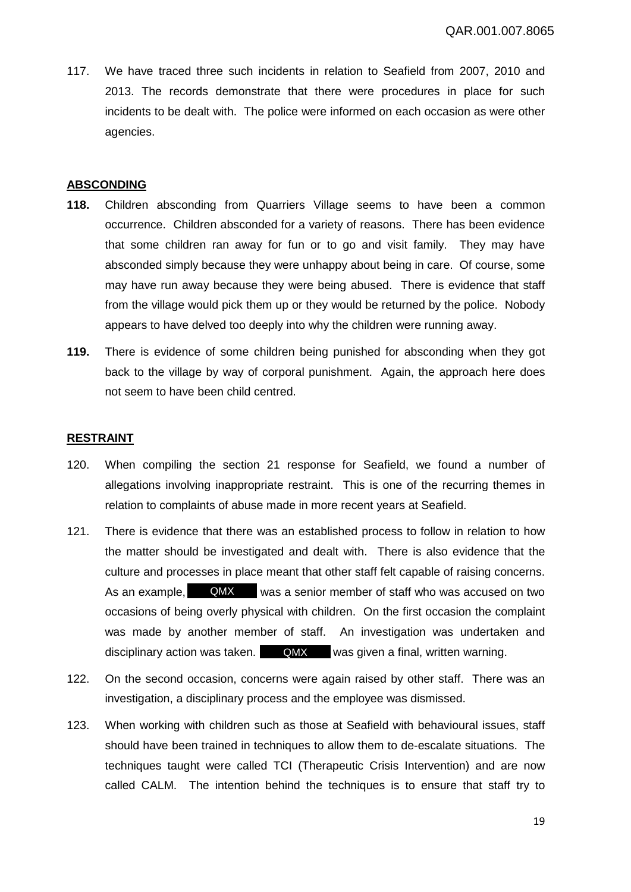117. We have traced three such incidents in relation to Seafield from 2007, 2010 and 2013. The records demonstrate that there were procedures in place for such incidents to be dealt with. The police were informed on each occasion as were other agencies.

## ABSCONDING

**118.** Children absconding from Quarriers Village seems to have been a common occurrence. Children absconded for a variety of reasons. There has been evidence that some children ran away for fun or to go and visit family. They may have absconded simply because they were unhappy about being in care. Of course, some may have run away because they were being abused. There is evidence that staff from the village would pick them up or they would be returned by the police. Nobody appears to have delved too deeply into why the children were running away.

**119.** There is evidence of some children being punished for absconding when they got back to the village by way of corporal punishment. Again, the approach here does not seem to have been child centred.

## RESTRAINT

120. When compiling the section 21 response for Seafield, we found a number of allegations involving inappropriate restraint. This is one of the recurring themes in relation to complaints of abuse made in more recent years at Seafield.

121. There is evidence that there was an established process to follow in relation to how the matter should be investigated and dealt with. There is also evidence that the culture and processes in place meant that other staff felt capable of raising concerns. As an example, QMX was a senior member of staff who was accused on two occasions of being overly physical with children. On the first occasion the complaint was made by another member of staff. An investigation was undertaken and disciplinary action was taken. QMX was given a final, written warning.

122. On the second occasion, concerns were again raised by other staff. There was an investigation, a disciplinary process and the employee was dismissed.

123. When working with children such as those at Seafield with behavioural issues, staff should have been trained in techniques to allow them to de-escalate situations. The techniques taught were called TCI (Therapeutic Crisis Intervention) and are now called CALM. The intention behind the techniques is to ensure that staff try to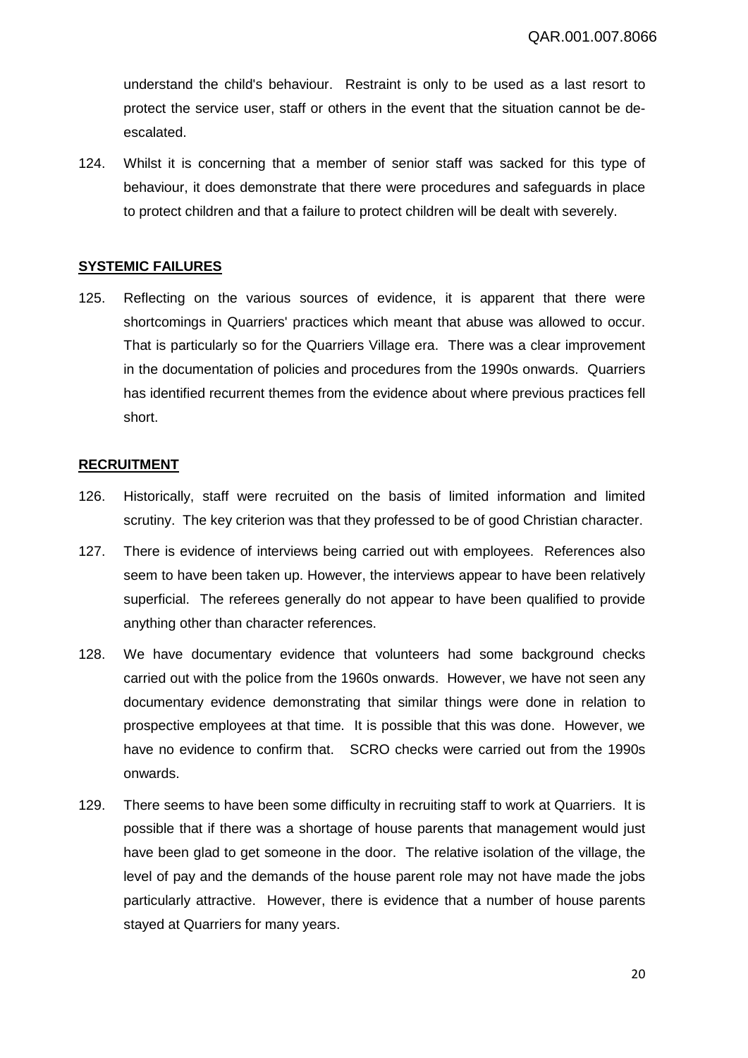understand the child's behaviour. Restraint is only to be used as a last resort to protect the service user, staff or others in the event that the situation cannot be de-escalated.

124. Whilst it is concerning that a member of senior staff was sacked for this type of behaviour, it does demonstrate that there were procedures and safeguards in place to protect children and that a failure to protect children will be dealt with severely.

## SYSTEMIC FAILURES

125. Reflecting on the various sources of evidence, it is apparent that there were shortcomings in Quarriers' practices which meant that abuse was allowed to occur. That is particularly so for the Quarriers Village era. There was a clear improvement in the documentation of policies and procedures from the 1990s onwards. Quarriers has identified recurrent themes from the evidence about where previous practices fell short.

## RECRUITMENT

126. Historically, staff were recruited on the basis of limited information and limited scrutiny. The key criterion was that they professed to be of good Christian character.

127. There is evidence of interviews being carried out with employees. References also seem to have been taken up. However, the interviews appear to have been relatively superficial. The referees generally do not appear to have been qualified to provide anything other than character references.

128. We have documentary evidence that volunteers had some background checks carried out with the police from the 1960s onwards. However, we have not seen any documentary evidence demonstrating that similar things were done in relation to prospective employees at that time. It is possible that this was done. However, we have no evidence to confirm that. SCRO checks were carried out from the 1990s onwards.

129. There seems to have been some difficulty in recruiting staff to work at Quarriers. It is possible that if there was a shortage of house parents that management would just have been glad to get someone in the door. The relative isolation of the village, the level of pay and the demands of the house parent role may not have made the jobs particularly attractive. However, there is evidence that a number of house parents stayed at Quarriers for many years.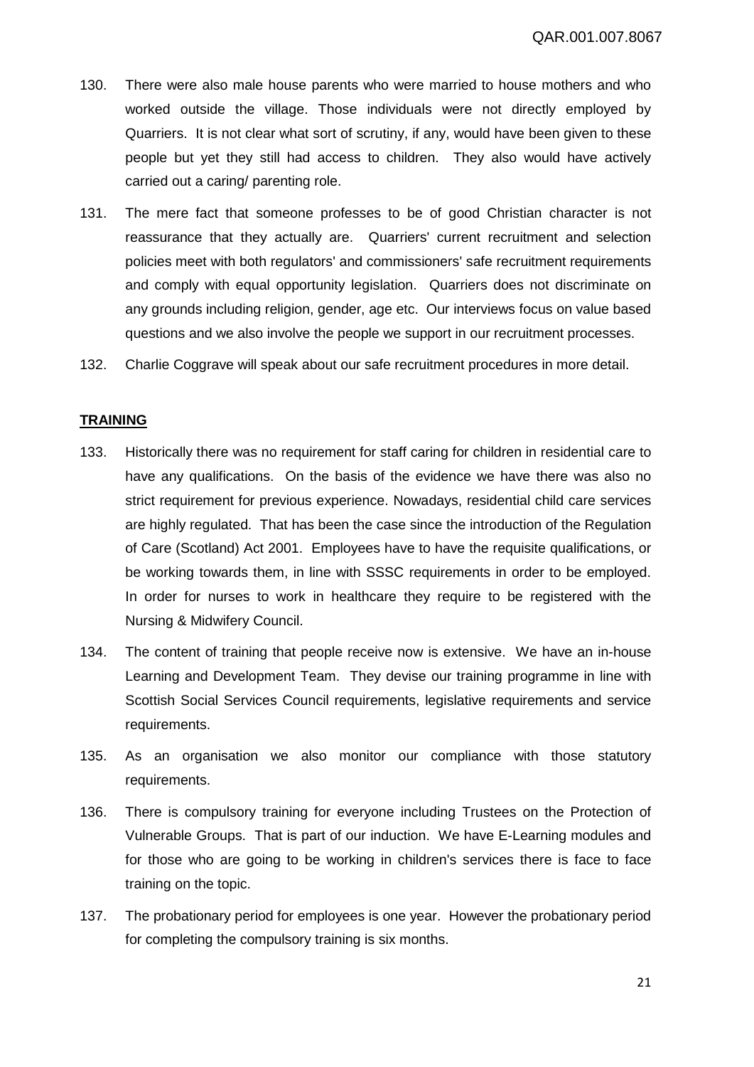130. There were also male house parents who were married to house mothers and who worked outside the village. Those individuals were not directly employed by Quarriers. It is not clear what sort of scrutiny, if any, would have been given to these people but yet they still had access to children. They also would have actively carried out a caring/ parenting role.

131. The mere fact that someone professes to be of good Christian character is not reassurance that they actually are. Quarriers' current recruitment and selection policies meet with both regulators' and commissioners' safe recruitment requirements and comply with equal opportunity legislation. Quarriers does not discriminate on any grounds including religion, gender, age etc. Our interviews focus on value based questions and we also involve the people we support in our recruitment processes.

132. Charlie Coggrave will speak about our safe recruitment procedures in more detail.

## TRAINING

133. Historically there was no requirement for staff caring for children in residential care to have any qualifications. On the basis of the evidence we have there was also no strict requirement for previous experience. Nowadays, residential child care services are highly regulated. That has been the case since the introduction of the Regulation of Care (Scotland) Act 2001. Employees have to have the requisite qualifications, or be working towards them, in line with SSSC requirements in order to be employed. In order for nurses to work in healthcare they require to be registered with the Nursing & Midwifery Council.

134. The content of training that people receive now is extensive. We have an in-house Learning and Development Team. They devise our training programme in line with Scottish Social Services Council requirements, legislative requirements and service requirements.

135. As an organisation we also monitor our compliance with those statutory requirements.

136. There is compulsory training for everyone including Trustees on the Protection of Vulnerable Groups. That is part of our induction. We have E-Learning modules and for those who are going to be working in children's services there is face to face training on the topic.

137. The probationary period for employees is one year. However the probationary period for completing the compulsory training is six months.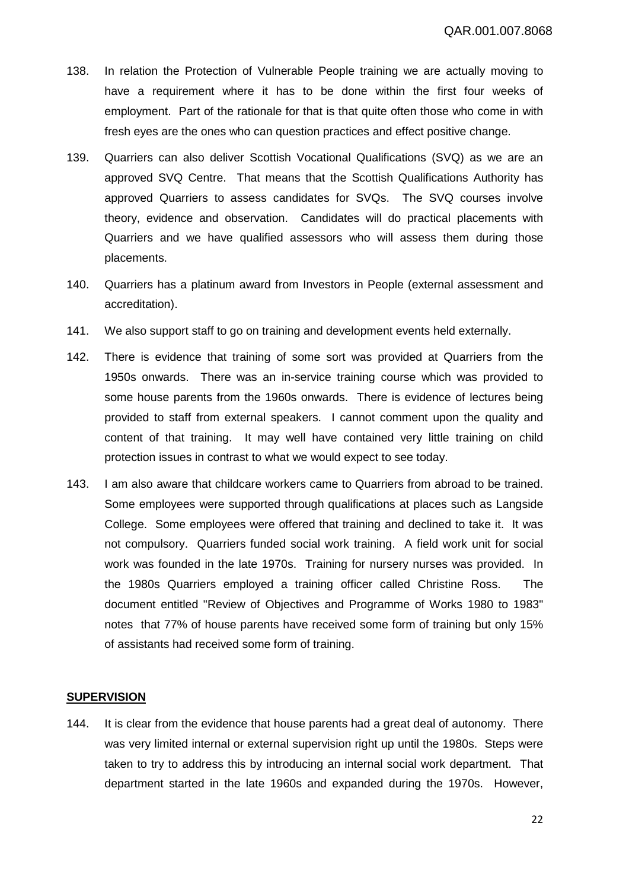138. In relation the Protection of Vulnerable People training we are actually moving to have a requirement where it has to be done within the first four weeks of employment. Part of the rationale for that is that quite often those who come in with fresh eyes are the ones who can question practices and effect positive change.

139. Quarriers can also deliver Scottish Vocational Qualifications (SVQ) as we are an approved SVQ Centre. That means that the Scottish Qualifications Authority has approved Quarriers to assess candidates for SVQs. The SVQ courses involve theory, evidence and observation. Candidates will do practical placements with Quarriers and we have qualified assessors who will assess them during those placements.

140. Quarriers has a platinum award from Investors in People (external assessment and accreditation).

141. We also support staff to go on training and development events held externally.

142. There is evidence that training of some sort was provided at Quarriers from the 1950s onwards. There was an in-service training course which was provided to some house parents from the 1960s onwards. There is evidence of lectures being provided to staff from external speakers. I cannot comment upon the quality and content of that training. It may well have contained very little training on child protection issues in contrast to what we would expect to see today.

143. I am also aware that childcare workers came to Quarriers from abroad to be trained. Some employees were supported through qualifications at places such as Langside College. Some employees were offered that training and declined to take it. It was not compulsory. Quarriers funded social work training. A field work unit for social work was founded in the late 1970s. Training for nursery nurses was provided. In the 1980s Quarriers employed a training officer called Christine Ross. The document entitled "Review of Objectives and Programme of Works 1980 to 1983" notes that 77% of house parents have received some form of training but only 15% of assistants had received some form of training.

## SUPERVISION

144. It is clear from the evidence that house parents had a great deal of autonomy. There was very limited internal or external supervision right up until the 1980s. Steps were taken to try to address this by introducing an internal social work department. That department started in the late 1960s and expanded during the 1970s. However,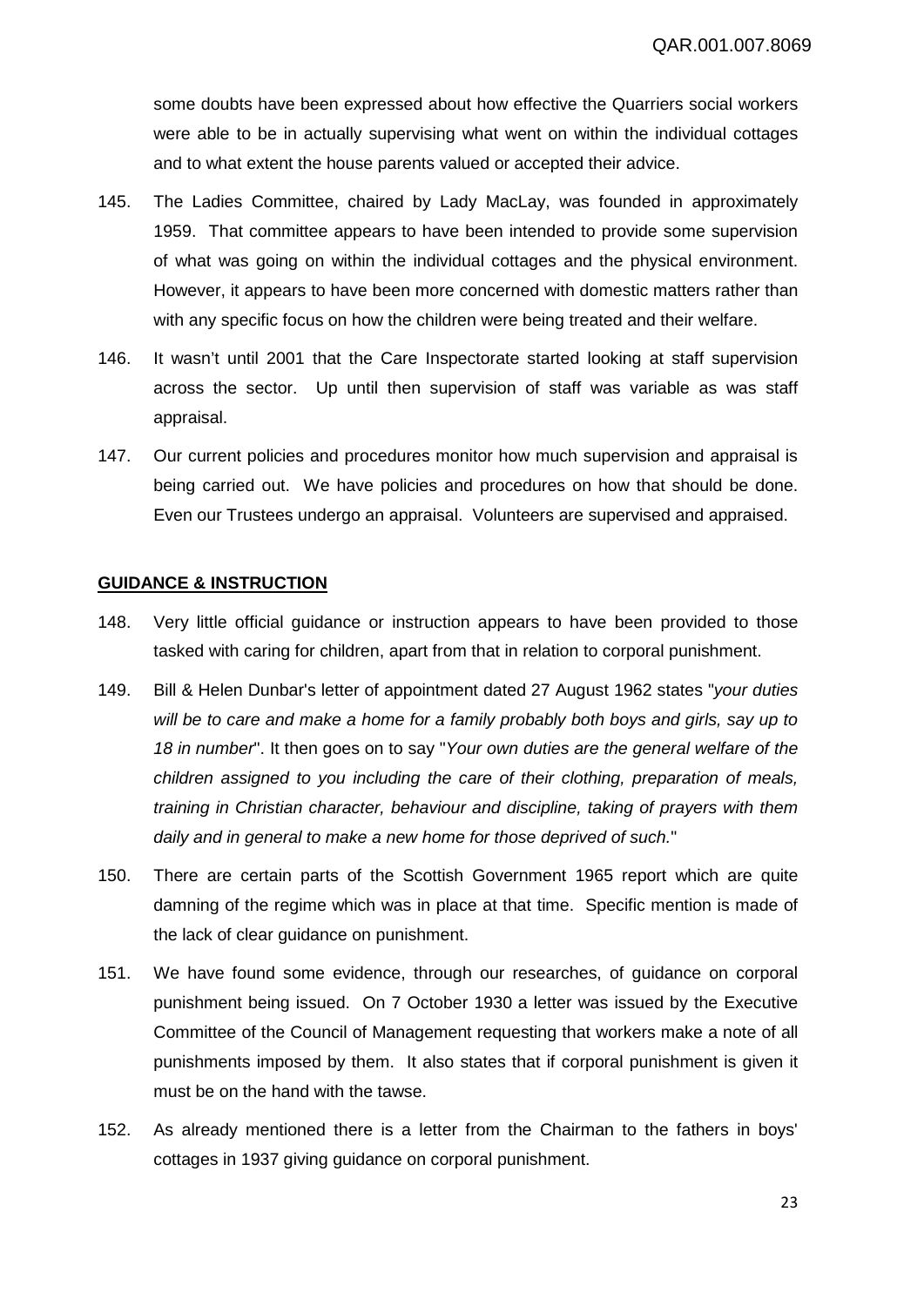some doubts have been expressed about how effective the Quarriers social workers were able to be in actually supervising what went on within the individual cottages and to what extent the house parents valued or accepted their advice.

145. The Ladies Committee, chaired by Lady MacLay, was founded in approximately 1959. That committee appears to have been intended to provide some supervision of what was going on within the individual cottages and the physical environment. However, it appears to have been more concerned with domestic matters rather than with any specific focus on how the children were being treated and their welfare.

146. It wasn't until 2001 that the Care Inspectorate started looking at staff supervision across the sector. Up until then supervision of staff was variable as was staff appraisal.

147. Our current policies and procedures monitor how much supervision and appraisal is being carried out. We have policies and procedures on how that should be done. Even our Trustees undergo an appraisal. Volunteers are supervised and appraised.

## GUIDANCE & INSTRUCTION

148. Very little official guidance or instruction appears to have been provided to those tasked with caring for children, apart from that in relation to corporal punishment.

149. Bill & Helen Dunbar's letter of appointment dated 27 August 1962 states "*your duties will be to care and make a home for a family probably both boys and girls, say up to 18 in number*". It then goes on to say "*Your own duties are the general welfare of the children assigned to you including the care of their clothing, preparation of meals, training in Christian character, behaviour and discipline, taking of prayers with them daily and in general to make a new home for those deprived of such.*"

150. There are certain parts of the Scottish Government 1965 report which are quite damning of the regime which was in place at that time. Specific mention is made of the lack of clear guidance on punishment.

151. We have found some evidence, through our researches, of guidance on corporal punishment being issued. On 7 October 1930 a letter was issued by the Executive Committee of the Council of Management requesting that workers make a note of all punishments imposed by them. It also states that if corporal punishment is given it must be on the hand with the tawse.

152. As already mentioned there is a letter from the Chairman to the fathers in boys' cottages in 1937 giving guidance on corporal punishment.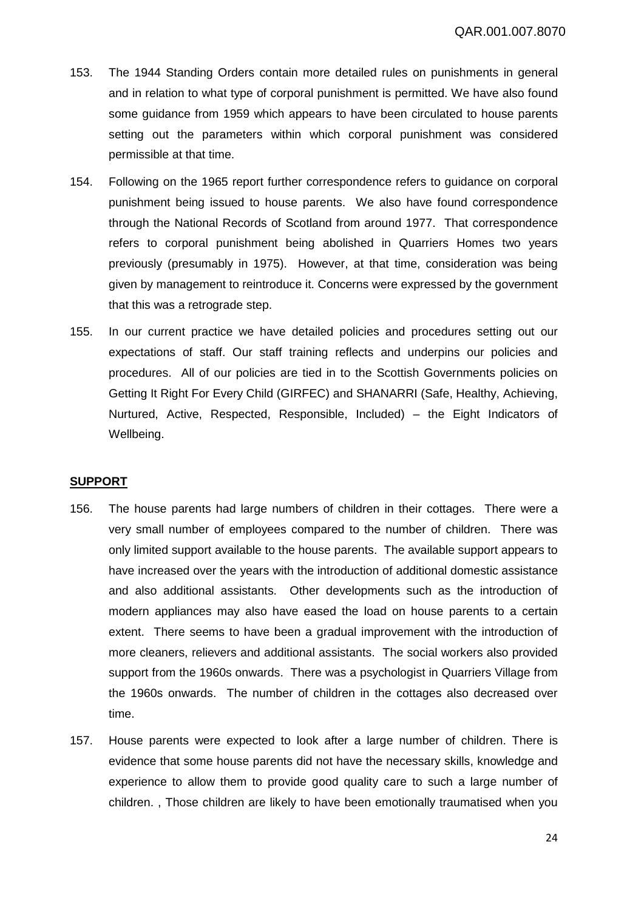153. The 1944 Standing Orders contain more detailed rules on punishments in general and in relation to what type of corporal punishment is permitted. We have also found some guidance from 1959 which appears to have been circulated to house parents setting out the parameters within which corporal punishment was considered permissible at that time.

154. Following on the 1965 report further correspondence refers to guidance on corporal punishment being issued to house parents. We also have found correspondence through the National Records of Scotland from around 1977. That correspondence refers to corporal punishment being abolished in Quarriers Homes two years previously (presumably in 1975). However, at that time, consideration was being given by management to reintroduce it. Concerns were expressed by the government that this was a retrograde step.

155. In our current practice we have detailed policies and procedures setting out our expectations of staff. Our staff training reflects and underpins our policies and procedures. All of our policies are tied in to the Scottish Governments policies on Getting It Right For Every Child (GIRFEC) and SHANARRI (Safe, Healthy, Achieving, Nurtured, Active, Respected, Responsible, Included) – the Eight Indicators of Wellbeing.

**SUPPORT**

156. The house parents had large numbers of children in their cottages. There were a very small number of employees compared to the number of children. There was only limited support available to the house parents. The available support appears to have increased over the years with the introduction of additional domestic assistance and also additional assistants. Other developments such as the introduction of modern appliances may also have eased the load on house parents to a certain extent. There seems to have been a gradual improvement with the introduction of more cleaners, relievers and additional assistants. The social workers also provided support from the 1960s onwards. There was a psychologist in Quarriers Village from the 1960s onwards. The number of children in the cottages also decreased over time.

157. House parents were expected to look after a large number of children. There is evidence that some house parents did not have the necessary skills, knowledge and experience to allow them to provide good quality care to such a large number of children. , Those children are likely to have been emotionally traumatised when you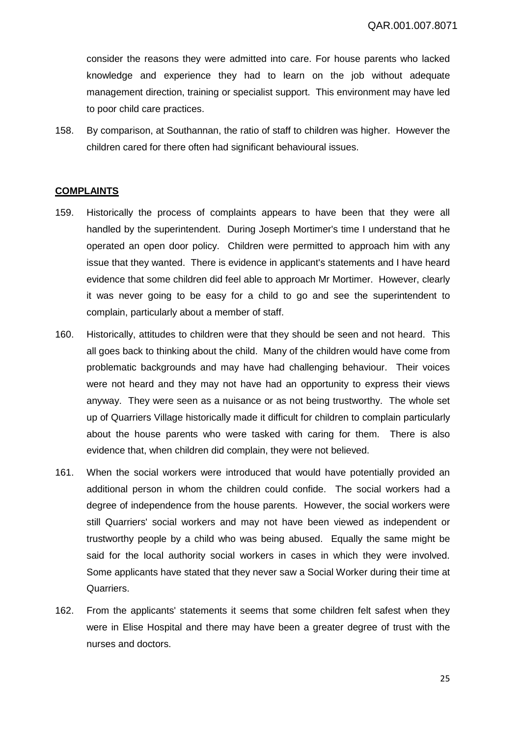consider the reasons they were admitted into care. For house parents who lacked knowledge and experience they had to learn on the job without adequate management direction, training or specialist support. This environment may have led to poor child care practices.

158. By comparison, at Southannan, the ratio of staff to children was higher. However the children cared for there often had significant behavioural issues.

## COMPLAINTS

159. Historically the process of complaints appears to have been that they were all handled by the superintendent. During Joseph Mortimer's time I understand that he operated an open door policy. Children were permitted to approach him with any issue that they wanted. There is evidence in applicant's statements and I have heard evidence that some children did feel able to approach Mr Mortimer. However, clearly it was never going to be easy for a child to go and see the superintendent to complain, particularly about a member of staff.

160. Historically, attitudes to children were that they should be seen and not heard. This all goes back to thinking about the child. Many of the children would have come from problematic backgrounds and may have had challenging behaviour. Their voices were not heard and they may not have had an opportunity to express their views anyway. They were seen as a nuisance or as not being trustworthy. The whole set up of Quarriers Village historically made it difficult for children to complain particularly about the house parents who were tasked with caring for them. There is also evidence that, when children did complain, they were not believed.

161. When the social workers were introduced that would have potentially provided an additional person in whom the children could confide. The social workers had a degree of independence from the house parents. However, the social workers were still Quarriers' social workers and may not have been viewed as independent or trustworthy people by a child who was being abused. Equally the same might be said for the local authority social workers in cases in which they were involved. Some applicants have stated that they never saw a Social Worker during their time at Quarriers.

162. From the applicants' statements it seems that some children felt safest when they were in Elise Hospital and there may have been a greater degree of trust with the nurses and doctors.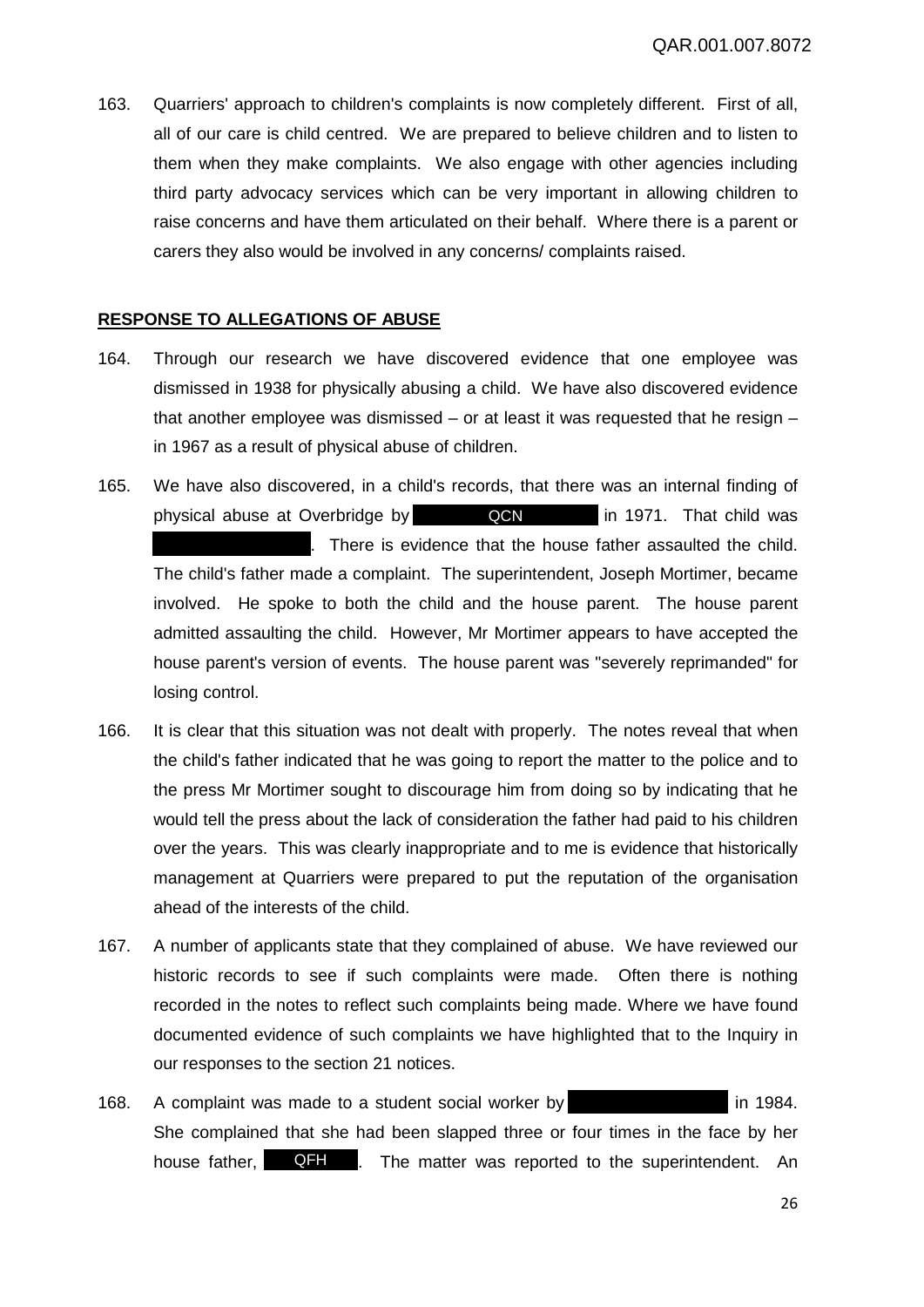163. Quarriers' approach to children's complaints is now completely different. First of all, all of our care is child centred. We are prepared to believe children and to listen to them when they make complaints. We also engage with other agencies including third party advocacy services which can be very important in allowing children to raise concerns and have them articulated on their behalf. Where there is a parent or carers they also would be involved in any concerns/ complaints raised.

## RESPONSE TO ALLEGATIONS OF ABUSE

164. Through our research we have discovered evidence that one employee was dismissed in 1938 for physically abusing a child. We have also discovered evidence that another employee was dismissed – or at least it was requested that he resign – in 1967 as a result of physical abuse of children.

165. We have also discovered, in a child's records, that there was an internal finding of physical abuse at Overbridge by QCN in 1971. That child was . There is evidence that the house father assaulted the child. The child's father made a complaint. The superintendent, Joseph Mortimer, became involved. He spoke to both the child and the house parent. The house parent admitted assaulting the child. However, Mr Mortimer appears to have accepted the house parent's version of events. The house parent was "severely reprimanded" for losing control.

166. It is clear that this situation was not dealt with properly. The notes reveal that when the child's father indicated that he was going to report the matter to the police and to the press Mr Mortimer sought to discourage him from doing so by indicating that he would tell the press about the lack of consideration the father had paid to his children over the years. This was clearly inappropriate and to me is evidence that historically management at Quarriers were prepared to put the reputation of the organisation ahead of the interests of the child.

167. A number of applicants state that they complained of abuse. We have reviewed our historic records to see if such complaints were made. Often there is nothing recorded in the notes to reflect such complaints being made. Where we have found documented evidence of such complaints we have highlighted that to the Inquiry in our responses to the section 21 notices.

168. A complaint was made to a student social worker by in 1984. She complained that she had been slapped three or four times in the face by her house father, QFH. The matter was reported to the superintendent. An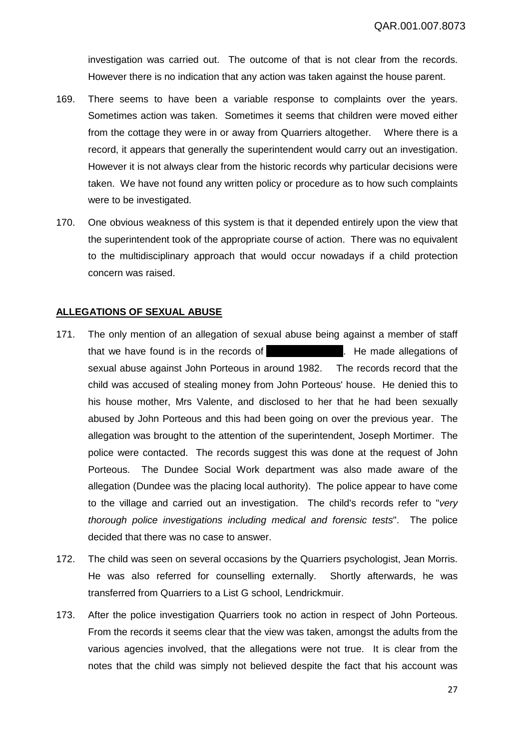investigation was carried out. The outcome of that is not clear from the records. However there is no indication that any action was taken against the house parent.

169. There seems to have been a variable response to complaints over the years. Sometimes action was taken. Sometimes it seems that children were moved either from the cottage they were in or away from Quarriers altogether. Where there is a record, it appears that generally the superintendent would carry out an investigation. However it is not always clear from the historic records why particular decisions were taken. We have not found any written policy or procedure as to how such complaints were to be investigated.

170. One obvious weakness of this system is that it depended entirely upon the view that the superintendent took of the appropriate course of action. There was no equivalent to the multidisciplinary approach that would occur nowadays if a child protection concern was raised.

## ALLEGATIONS OF SEXUAL ABUSE

171. The only mention of an allegation of sexual abuse being against a member of staff that we have found is in the records of [REDACTED]. He made allegations of sexual abuse against John Porteous in around 1982. The records record that the child was accused of stealing money from John Porteous' house. He denied this to his house mother, Mrs Valente, and disclosed to her that he had been sexually abused by John Porteous and this had been going on over the previous year. The allegation was brought to the attention of the superintendent, Joseph Mortimer. The police were contacted. The records suggest this was done at the request of John Porteous. The Dundee Social Work department was also made aware of the allegation (Dundee was the placing local authority). The police appear to have come to the village and carried out an investigation. The child's records refer to "*very thorough police investigations including medical and forensic tests*". The police decided that there was no case to answer.

172. The child was seen on several occasions by the Quarriers psychologist, Jean Morris. He was also referred for counselling externally. Shortly afterwards, he was transferred from Quarriers to a List G school, Lendrickmuir.

173. After the police investigation Quarriers took no action in respect of John Porteous. From the records it seems clear that the view was taken, amongst the adults from the various agencies involved, that the allegations were not true. It is clear from the notes that the child was simply not believed despite the fact that his account was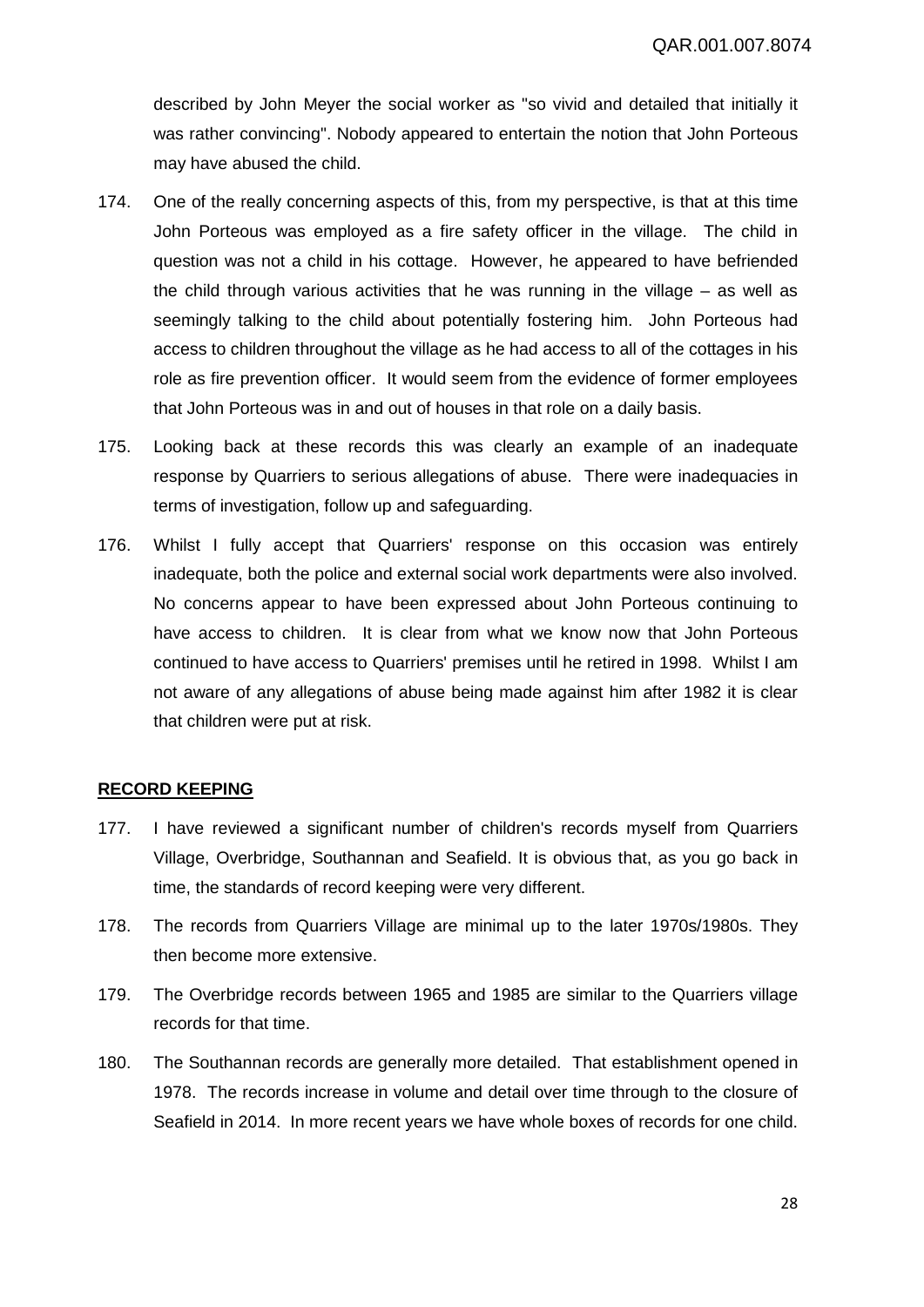described by John Meyer the social worker as "so vivid and detailed that initially it was rather convincing". Nobody appeared to entertain the notion that John Porteous may have abused the child.

174. One of the really concerning aspects of this, from my perspective, is that at this time John Porteous was employed as a fire safety officer in the village. The child in question was not a child in his cottage. However, he appeared to have befriended the child through various activities that he was running in the village – as well as seemingly talking to the child about potentially fostering him. John Porteous had access to children throughout the village as he had access to all of the cottages in his role as fire prevention officer. It would seem from the evidence of former employees that John Porteous was in and out of houses in that role on a daily basis.

175. Looking back at these records this was clearly an example of an inadequate response by Quarriers to serious allegations of abuse. There were inadequacies in terms of investigation, follow up and safeguarding.

176. Whilst I fully accept that Quarriers' response on this occasion was entirely inadequate, both the police and external social work departments were also involved. No concerns appear to have been expressed about John Porteous continuing to have access to children. It is clear from what we know now that John Porteous continued to have access to Quarriers' premises until he retired in 1998. Whilst I am not aware of any allegations of abuse being made against him after 1982 it is clear that children were put at risk.

## RECORD KEEPING

177. I have reviewed a significant number of children's records myself from Quarriers Village, Overbridge, Southannan and Seafield. It is obvious that, as you go back in time, the standards of record keeping were very different.

178. The records from Quarriers Village are minimal up to the later 1970s/1980s. They then become more extensive.

179. The Overbridge records between 1965 and 1985 are similar to the Quarriers village records for that time.

180. The Southannan records are generally more detailed. That establishment opened in 1978. The records increase in volume and detail over time through to the closure of Seafield in 2014. In more recent years we have whole boxes of records for one child.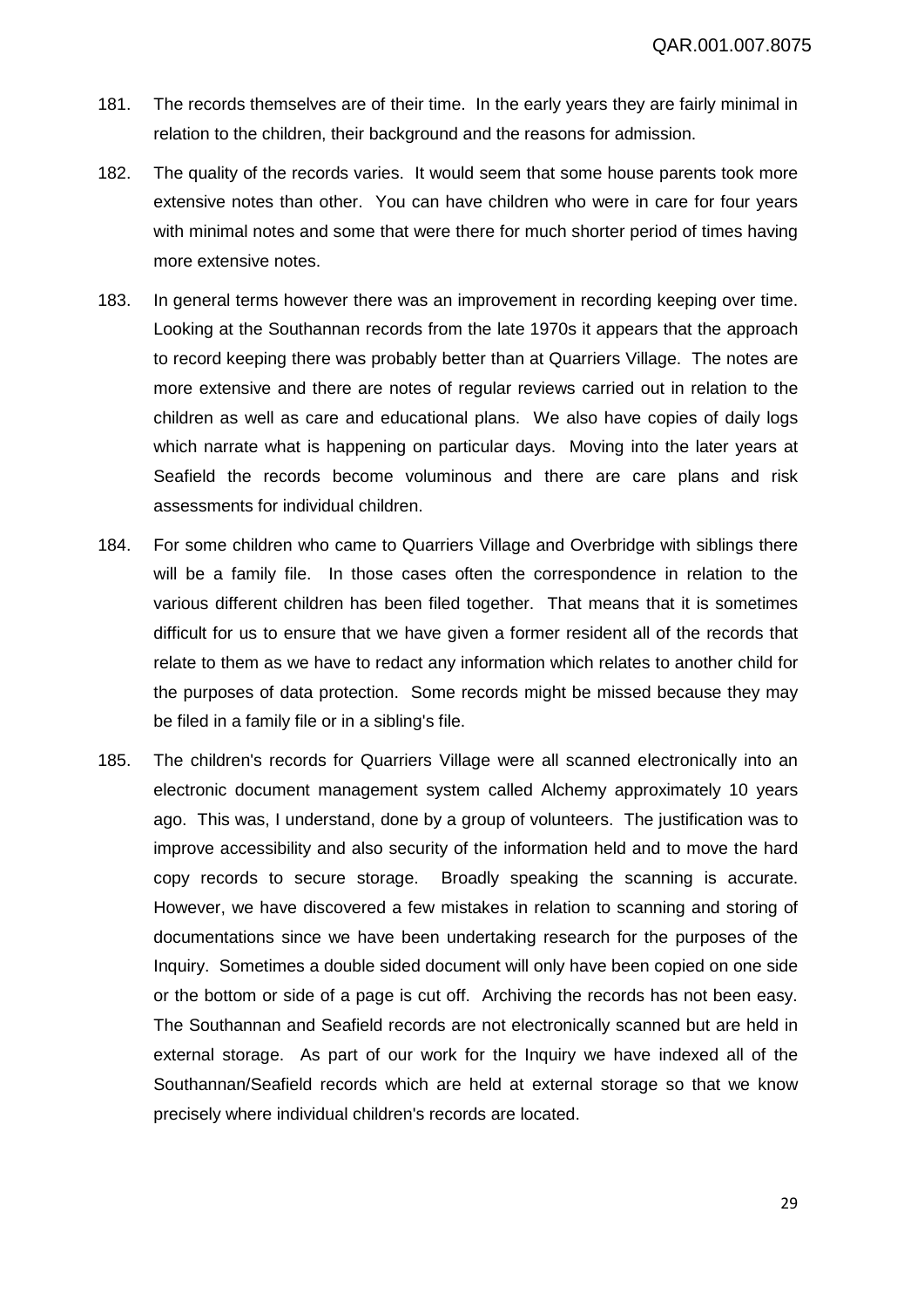181. The records themselves are of their time. In the early years they are fairly minimal in relation to the children, their background and the reasons for admission.

182. The quality of the records varies. It would seem that some house parents took more extensive notes than other. You can have children who were in care for four years with minimal notes and some that were there for much shorter period of times having more extensive notes.

183. In general terms however there was an improvement in recording keeping over time. Looking at the Southannan records from the late 1970s it appears that the approach to record keeping there was probably better than at Quarriers Village. The notes are more extensive and there are notes of regular reviews carried out in relation to the children as well as care and educational plans. We also have copies of daily logs which narrate what is happening on particular days. Moving into the later years at Seafield the records become voluminous and there are care plans and risk assessments for individual children.

184. For some children who came to Quarriers Village and Overbridge with siblings there will be a family file. In those cases often the correspondence in relation to the various different children has been filed together. That means that it is sometimes difficult for us to ensure that we have given a former resident all of the records that relate to them as we have to redact any information which relates to another child for the purposes of data protection. Some records might be missed because they may be filed in a family file or in a sibling's file.

185. The children's records for Quarriers Village were all scanned electronically into an electronic document management system called Alchemy approximately 10 years ago. This was, I understand, done by a group of volunteers. The justification was to improve accessibility and also security of the information held and to move the hard copy records to secure storage. Broadly speaking the scanning is accurate. However, we have discovered a few mistakes in relation to scanning and storing of documentations since we have been undertaking research for the purposes of the Inquiry. Sometimes a double sided document will only have been copied on one side or the bottom or side of a page is cut off. Archiving the records has not been easy. The Southannan and Seafield records are not electronically scanned but are held in external storage. As part of our work for the Inquiry we have indexed all of the Southannan/Seafield records which are held at external storage so that we know precisely where individual children's records are located.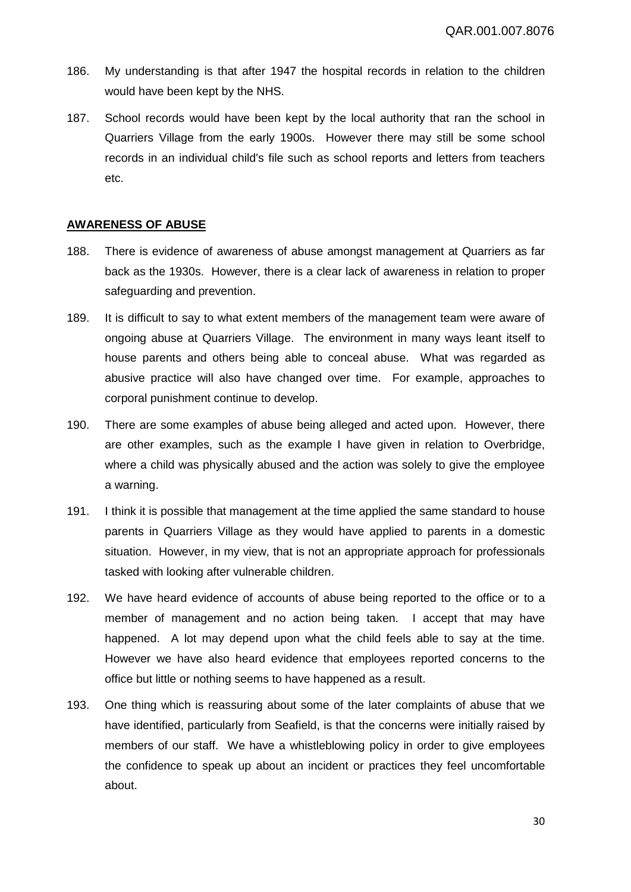186. My understanding is that after 1947 the hospital records in relation to the children would have been kept by the NHS.

187. School records would have been kept by the local authority that ran the school in Quarriers Village from the early 1900s. However there may still be some school records in an individual child's file such as school reports and letters from teachers etc.

## **AWARENESS OF ABUSE**

188. There is evidence of awareness of abuse amongst management at Quarriers as far back as the 1930s. However, there is a clear lack of awareness in relation to proper safeguarding and prevention.

189. It is difficult to say to what extent members of the management team were aware of ongoing abuse at Quarriers Village. The environment in many ways leant itself to house parents and others being able to conceal abuse. What was regarded as abusive practice will also have changed over time. For example, approaches to corporal punishment continue to develop.

190. There are some examples of abuse being alleged and acted upon. However, there are other examples, such as the example I have given in relation to Overbridge, where a child was physically abused and the action was solely to give the employee a warning.

191. I think it is possible that management at the time applied the same standard to house parents in Quarriers Village as they would have applied to parents in a domestic situation. However, in my view, that is not an appropriate approach for professionals tasked with looking after vulnerable children.

192. We have heard evidence of accounts of abuse being reported to the office or to a member of management and no action being taken. I accept that may have happened. A lot may depend upon what the child feels able to say at the time. However we have also heard evidence that employees reported concerns to the office but little or nothing seems to have happened as a result.

193. One thing which is reassuring about some of the later complaints of abuse that we have identified, particularly from Seafield, is that the concerns were initially raised by members of our staff. We have a whistleblowing policy in order to give employees the confidence to speak up about an incident or practices they feel uncomfortable about.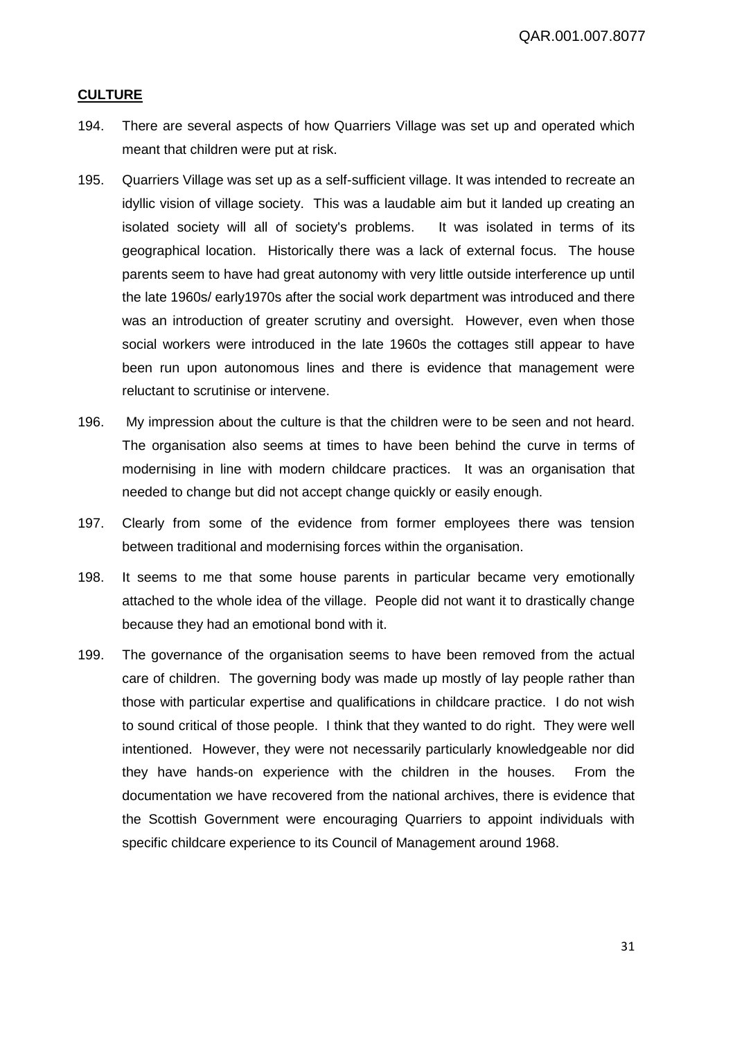**CULTURE**

194. There are several aspects of how Quarriers Village was set up and operated which meant that children were put at risk.

195. Quarriers Village was set up as a self-sufficient village. It was intended to recreate an idyllic vision of village society. This was a laudable aim but it landed up creating an isolated society will all of society's problems. It was isolated in terms of its geographical location. Historically there was a lack of external focus. The house parents seem to have had great autonomy with very little outside interference up until the late 1960s/ early1970s after the social work department was introduced and there was an introduction of greater scrutiny and oversight. However, even when those social workers were introduced in the late 1960s the cottages still appear to have been run upon autonomous lines and there is evidence that management were reluctant to scrutinise or intervene.

196. My impression about the culture is that the children were to be seen and not heard. The organisation also seems at times to have been behind the curve in terms of modernising in line with modern childcare practices. It was an organisation that needed to change but did not accept change quickly or easily enough.

197. Clearly from some of the evidence from former employees there was tension between traditional and modernising forces within the organisation.

198. It seems to me that some house parents in particular became very emotionally attached to the whole idea of the village. People did not want it to drastically change because they had an emotional bond with it.

199. The governance of the organisation seems to have been removed from the actual care of children. The governing body was made up mostly of lay people rather than those with particular expertise and qualifications in childcare practice. I do not wish to sound critical of those people. I think that they wanted to do right. They were well intentioned. However, they were not necessarily particularly knowledgeable nor did they have hands-on experience with the children in the houses. From the documentation we have recovered from the national archives, there is evidence that the Scottish Government were encouraging Quarriers to appoint individuals with specific childcare experience to its Council of Management around 1968.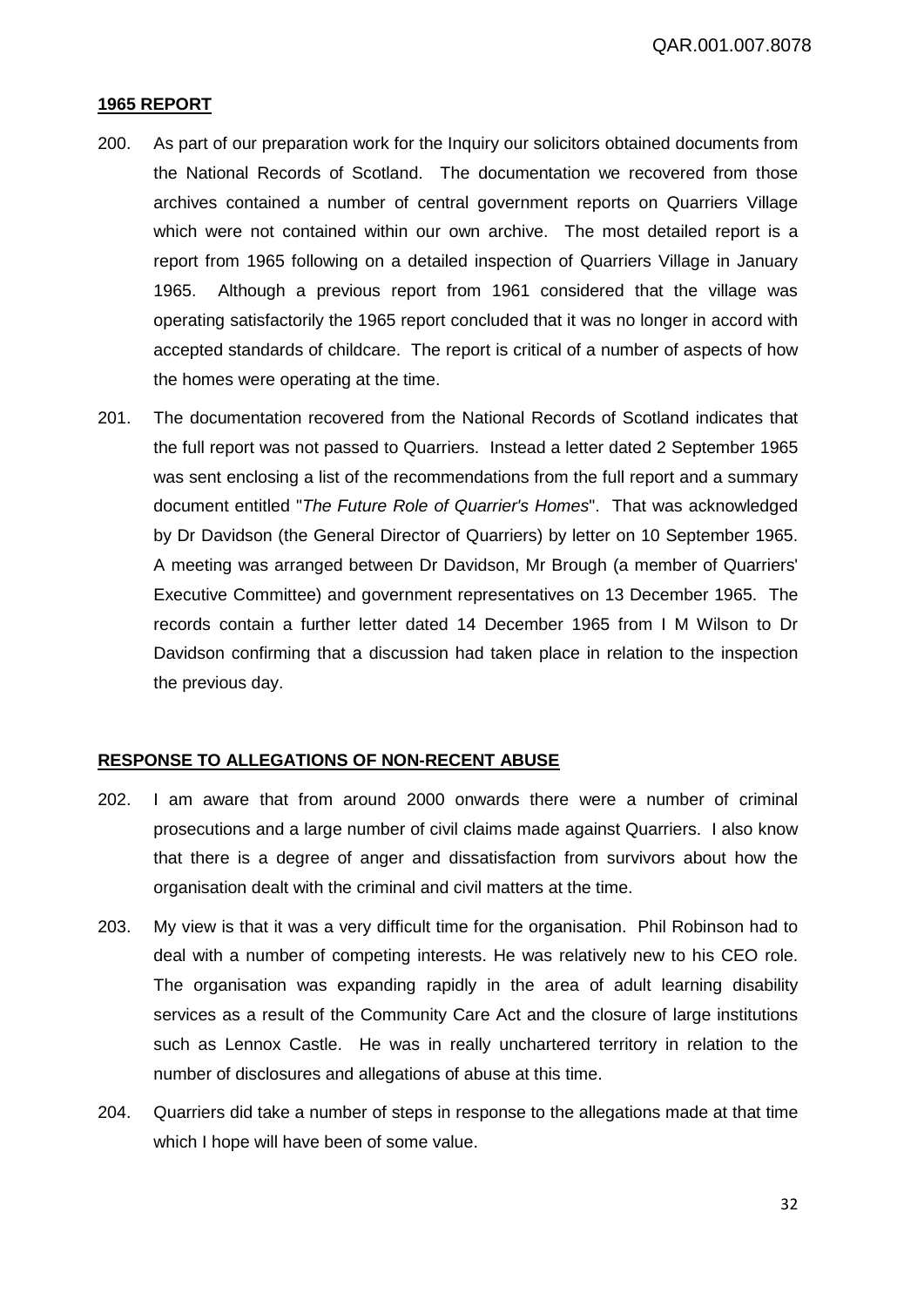## 1965 REPORT

200. As part of our preparation work for the Inquiry our solicitors obtained documents from the National Records of Scotland. The documentation we recovered from those archives contained a number of central government reports on Quarriers Village which were not contained within our own archive. The most detailed report is a report from 1965 following on a detailed inspection of Quarriers Village in January 1965. Although a previous report from 1961 considered that the village was operating satisfactorily the 1965 report concluded that it was no longer in accord with accepted standards of childcare. The report is critical of a number of aspects of how the homes were operating at the time.

201. The documentation recovered from the National Records of Scotland indicates that the full report was not passed to Quarriers. Instead a letter dated 2 September 1965 was sent enclosing a list of the recommendations from the full report and a summary document entitled "*The Future Role of Quarrier's Homes*". That was acknowledged by Dr Davidson (the General Director of Quarriers) by letter on 10 September 1965. A meeting was arranged between Dr Davidson, Mr Brough (a member of Quarriers' Executive Committee) and government representatives on 13 December 1965. The records contain a further letter dated 14 December 1965 from I M Wilson to Dr Davidson confirming that a discussion had taken place in relation to the inspection the previous day.

## RESPONSE TO ALLEGATIONS OF NON-RECENT ABUSE

202. I am aware that from around 2000 onwards there were a number of criminal prosecutions and a large number of civil claims made against Quarriers. I also know that there is a degree of anger and dissatisfaction from survivors about how the organisation dealt with the criminal and civil matters at the time.

203. My view is that it was a very difficult time for the organisation. Phil Robinson had to deal with a number of competing interests. He was relatively new to his CEO role. The organisation was expanding rapidly in the area of adult learning disability services as a result of the Community Care Act and the closure of large institutions such as Lennox Castle. He was in really unchartered territory in relation to the number of disclosures and allegations of abuse at this time.

204. Quarriers did take a number of steps in response to the allegations made at that time which I hope will have been of some value.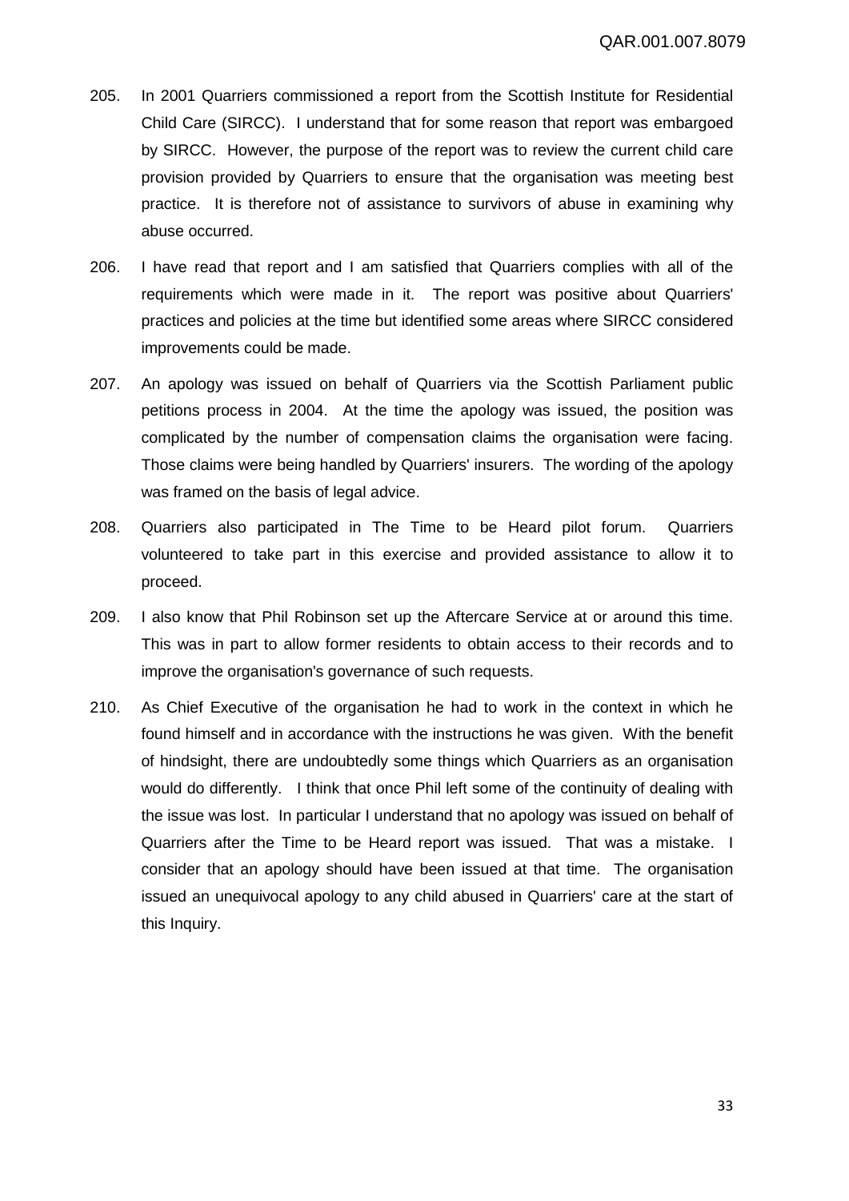205. In 2001 Quarriers commissioned a report from the Scottish Institute for Residential Child Care (SIRCC). I understand that for some reason that report was embargoed by SIRCC. However, the purpose of the report was to review the current child care provision provided by Quarriers to ensure that the organisation was meeting best practice. It is therefore not of assistance to survivors of abuse in examining why abuse occurred.

206. I have read that report and I am satisfied that Quarriers complies with all of the requirements which were made in it. The report was positive about Quarriers' practices and policies at the time but identified some areas where SIRCC considered improvements could be made.

207. An apology was issued on behalf of Quarriers via the Scottish Parliament public petitions process in 2004. At the time the apology was issued, the position was complicated by the number of compensation claims the organisation were facing. Those claims were being handled by Quarriers' insurers. The wording of the apology was framed on the basis of legal advice.

208. Quarriers also participated in The Time to be Heard pilot forum. Quarriers volunteered to take part in this exercise and provided assistance to allow it to proceed.

209. I also know that Phil Robinson set up the Aftercare Service at or around this time. This was in part to allow former residents to obtain access to their records and to improve the organisation's governance of such requests.

210. As Chief Executive of the organisation he had to work in the context in which he found himself and in accordance with the instructions he was given. With the benefit of hindsight, there are undoubtedly some things which Quarriers as an organisation would do differently. I think that once Phil left some of the continuity of dealing with the issue was lost. In particular I understand that no apology was issued on behalf of Quarriers after the Time to be Heard report was issued. That was a mistake. I consider that an apology should have been issued at that time. The organisation issued an unequivocal apology to any child abused in Quarriers' care at the start of this Inquiry.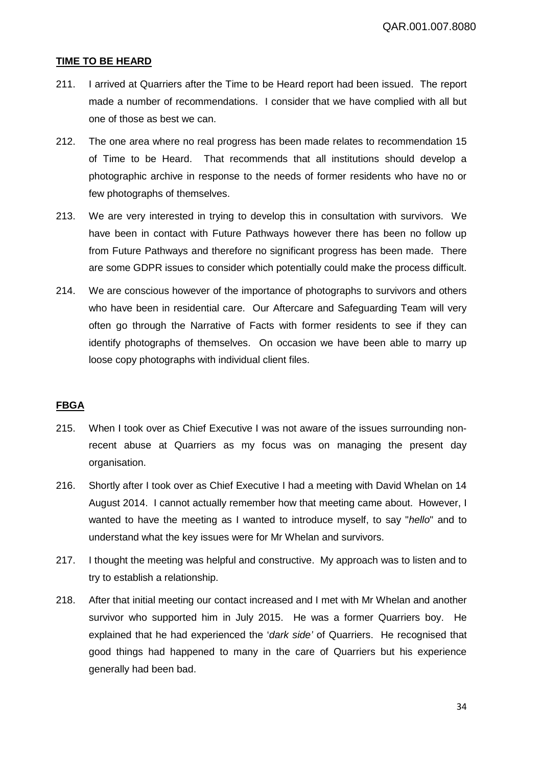**TIME TO BE HEARD**

211. I arrived at Quarriers after the Time to be Heard report had been issued. The report made a number of recommendations. I consider that we have complied with all but one of those as best we can.

212. The one area where no real progress has been made relates to recommendation 15 of Time to be Heard. That recommends that all institutions should develop a photographic archive in response to the needs of former residents who have no or few photographs of themselves.

213. We are very interested in trying to develop this in consultation with survivors. We have been in contact with Future Pathways however there has been no follow up from Future Pathways and therefore no significant progress has been made. There are some GDPR issues to consider which potentially could make the process difficult.

214. We are conscious however of the importance of photographs to survivors and others who have been in residential care. Our Aftercare and Safeguarding Team will very often go through the Narrative of Facts with former residents to see if they can identify photographs of themselves. On occasion we have been able to marry up loose copy photographs with individual client files.

**FBGA**

215. When I took over as Chief Executive I was not aware of the issues surrounding non-recent abuse at Quarriers as my focus was on managing the present day organisation.

216. Shortly after I took over as Chief Executive I had a meeting with David Whelan on 14 August 2014. I cannot actually remember how that meeting came about. However, I wanted to have the meeting as I wanted to introduce myself, to say "*hello*" and to understand what the key issues were for Mr Whelan and survivors.

217. I thought the meeting was helpful and constructive. My approach was to listen and to try to establish a relationship.

218. After that initial meeting our contact increased and I met with Mr Whelan and another survivor who supported him in July 2015. He was a former Quarriers boy. He explained that he had experienced the '*dark side'* of Quarriers. He recognised that good things had happened to many in the care of Quarriers but his experience generally had been bad.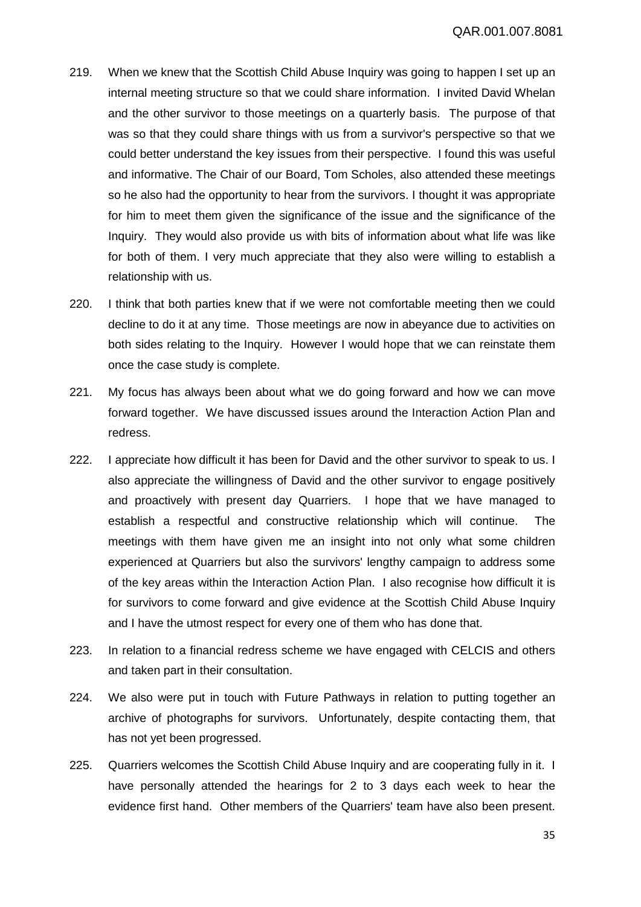219. When we knew that the Scottish Child Abuse Inquiry was going to happen I set up an internal meeting structure so that we could share information. I invited David Whelan and the other survivor to those meetings on a quarterly basis. The purpose of that was so that they could share things with us from a survivor's perspective so that we could better understand the key issues from their perspective. I found this was useful and informative. The Chair of our Board, Tom Scholes, also attended these meetings so he also had the opportunity to hear from the survivors. I thought it was appropriate for him to meet them given the significance of the issue and the significance of the Inquiry. They would also provide us with bits of information about what life was like for both of them. I very much appreciate that they also were willing to establish a relationship with us.

220. I think that both parties knew that if we were not comfortable meeting then we could decline to do it at any time. Those meetings are now in abeyance due to activities on both sides relating to the Inquiry. However I would hope that we can reinstate them once the case study is complete.

221. My focus has always been about what we do going forward and how we can move forward together. We have discussed issues around the Interaction Action Plan and redress.

222. I appreciate how difficult it has been for David and the other survivor to speak to us. I also appreciate the willingness of David and the other survivor to engage positively and proactively with present day Quarriers. I hope that we have managed to establish a respectful and constructive relationship which will continue. The meetings with them have given me an insight into not only what some children experienced at Quarriers but also the survivors' lengthy campaign to address some of the key areas within the Interaction Action Plan. I also recognise how difficult it is for survivors to come forward and give evidence at the Scottish Child Abuse Inquiry and I have the utmost respect for every one of them who has done that.

223. In relation to a financial redress scheme we have engaged with CELCIS and others and taken part in their consultation.

224. We also were put in touch with Future Pathways in relation to putting together an archive of photographs for survivors. Unfortunately, despite contacting them, that has not yet been progressed.

225. Quarriers welcomes the Scottish Child Abuse Inquiry and are cooperating fully in it. I have personally attended the hearings for 2 to 3 days each week to hear the evidence first hand. Other members of the Quarriers' team have also been present.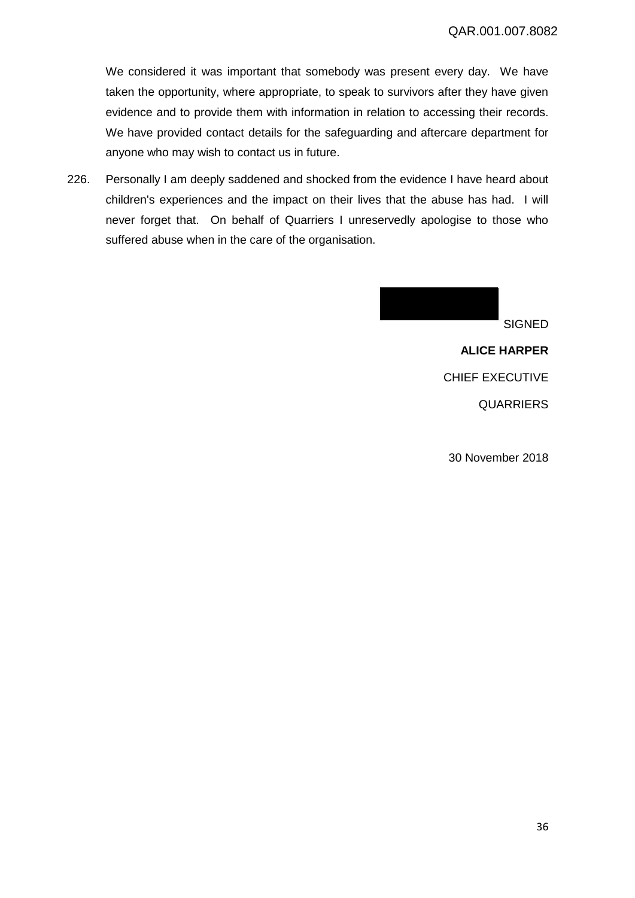We considered it was important that somebody was present every day. We have taken the opportunity, where appropriate, to speak to survivors after they have given evidence and to provide them with information in relation to accessing their records. We have provided contact details for the safeguarding and aftercare department for anyone who may wish to contact us in future.

226. Personally I am deeply saddened and shocked from the evidence I have heard about children's experiences and the impact on their lives that the abuse has had. I will never forget that. On behalf of Quarriers I unreservedly apologise to those who suffered abuse when in the care of the organisation.

SIGNED

**ALICE HARPER**

CHIEF EXECUTIVE

QUARRIERS

30 November 2018